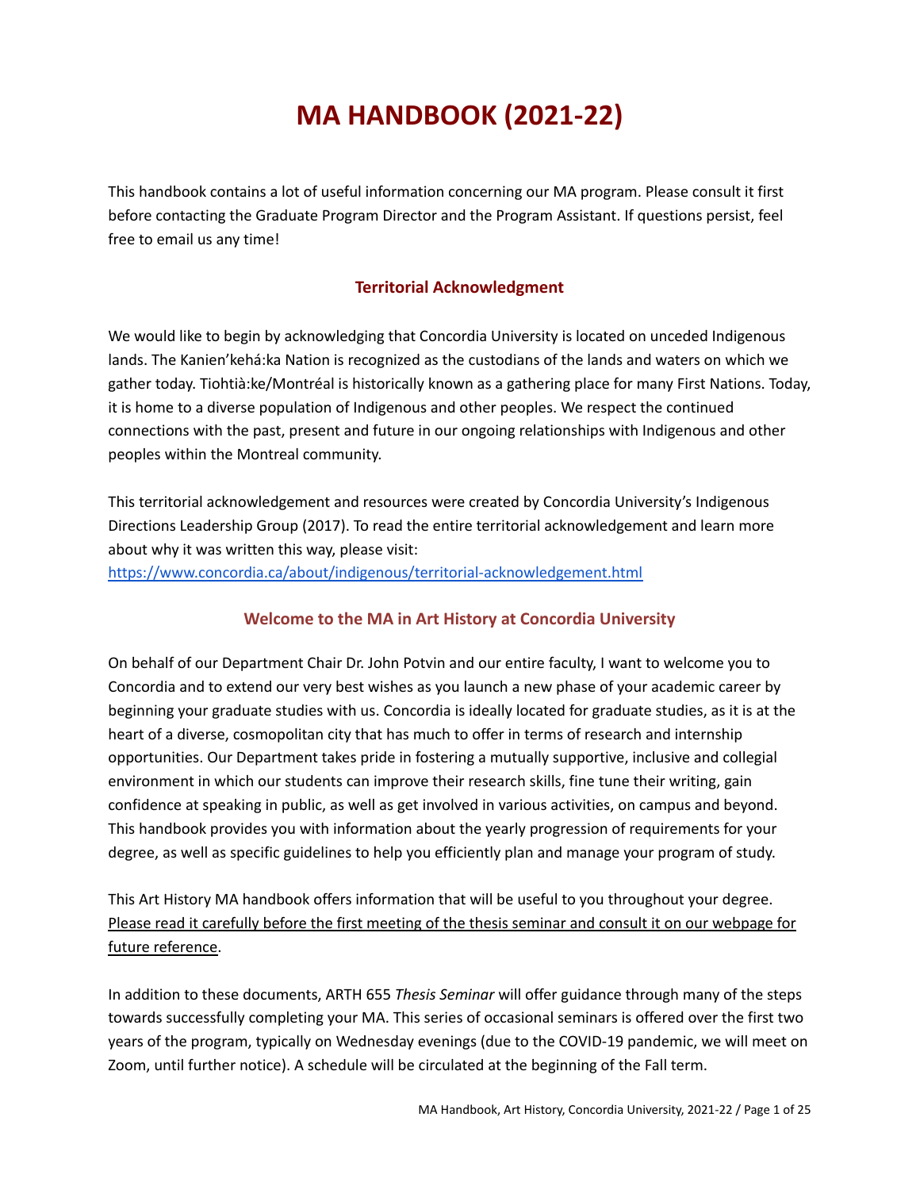# MA HANDBOOK (2021-22)

This handbook contains a lot of useful information concerning our MA program. Please consult it first before contacting the Graduate Program Director and the Program Assistant. If questions persist, feel free to email us any time!

## Territorial Acknowledgment

We would like to begin by acknowledging that Concordia University is located on unceded Indigenous lands. The Kanien'kehá:ka Nation is recognized as the custodians of the lands and waters on which we gather today. Tiohtià:ke/Montréal is historically known as a gathering place for many First Nations. Today, it is home to a diverse population of Indigenous and other peoples. We respect the continued connections with the past, present and future in our ongoing relationships with Indigenous and other peoples within the Montreal community.

This territorial acknowledgement and resources were created by Concordia University's Indigenous Directions Leadership Group (2017). To read the entire territorial acknowledgement and learn more about why it was written this way, please visit:
https://www.concordia.ca/about/indigenous/territorial-acknowledgement.html

## Welcome to the MA in Art History at Concordia University

On behalf of our Department Chair Dr. John Potvin and our entire faculty, I want to welcome you to Concordia and to extend our very best wishes as you launch a new phase of your academic career by beginning your graduate studies with us. Concordia is ideally located for graduate studies, as it is at the heart of a diverse, cosmopolitan city that has much to offer in terms of research and internship opportunities. Our Department takes pride in fostering a mutually supportive, inclusive and collegial environment in which our students can improve their research skills, fine tune their writing, gain confidence at speaking in public, as well as get involved in various activities, on campus and beyond. This handbook provides you with information about the yearly progression of requirements for your degree, as well as specific guidelines to help you efficiently plan and manage your program of study.

This Art History MA handbook offers information that will be useful to you throughout your degree. <u>Please read it carefully before the first meeting of the thesis seminar and consult it on our webpage for future reference</u>.

In addition to these documents, ARTH 655 *Thesis Seminar* will offer guidance through many of the steps towards successfully completing your MA. This series of occasional seminars is offered over the first two years of the program, typically on Wednesday evenings (due to the COVID-19 pandemic, we will meet on Zoom, until further notice). A schedule will be circulated at the beginning of the Fall term.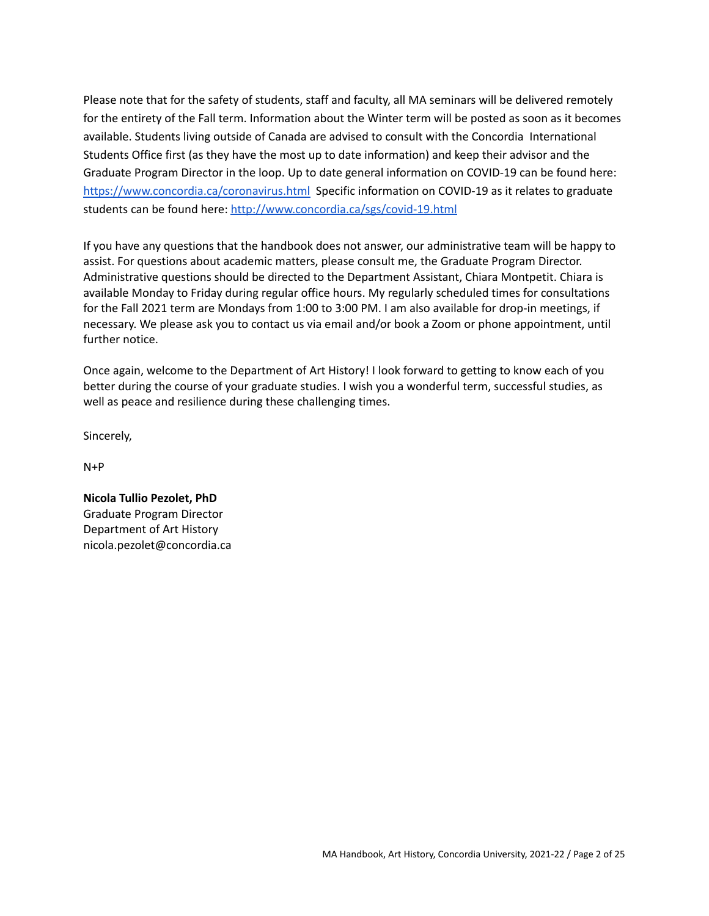Please note that for the safety of students, staff and faculty, all MA seminars will be delivered remotely for the entirety of the Fall term. Information about the Winter term will be posted as soon as it becomes available. Students living outside of Canada are advised to consult with the Concordia International Students Office first (as they have the most up to date information) and keep their advisor and the Graduate Program Director in the loop. Up to date general information on COVID-19 can be found here: [https://www.concordia.ca/coronavirus.html](https://www.concordia.ca/coronavirus.html) Specific information on COVID-19 as it relates to graduate students can be found here: [http://www.concordia.ca/sgs/covid-19.html](http://www.concordia.ca/sgs/covid-19.html)

If you have any questions that the handbook does not answer, our administrative team will be happy to assist. For questions about academic matters, please consult me, the Graduate Program Director. Administrative questions should be directed to the Department Assistant, Chiara Montpetit. Chiara is available Monday to Friday during regular office hours. My regularly scheduled times for consultations for the Fall 2021 term are Mondays from 1:00 to 3:00 PM. I am also available for drop-in meetings, if necessary. We please ask you to contact us via email and/or book a Zoom or phone appointment, until further notice.

Once again, welcome to the Department of Art History! I look forward to getting to know each of you better during the course of your graduate studies. I wish you a wonderful term, successful studies, as well as peace and resilience during these challenging times.

Sincerely,

N+P

**Nicola Tullio Pezolet, PhD**
Graduate Program Director
Department of Art History
nicola.pezolet@concordia.ca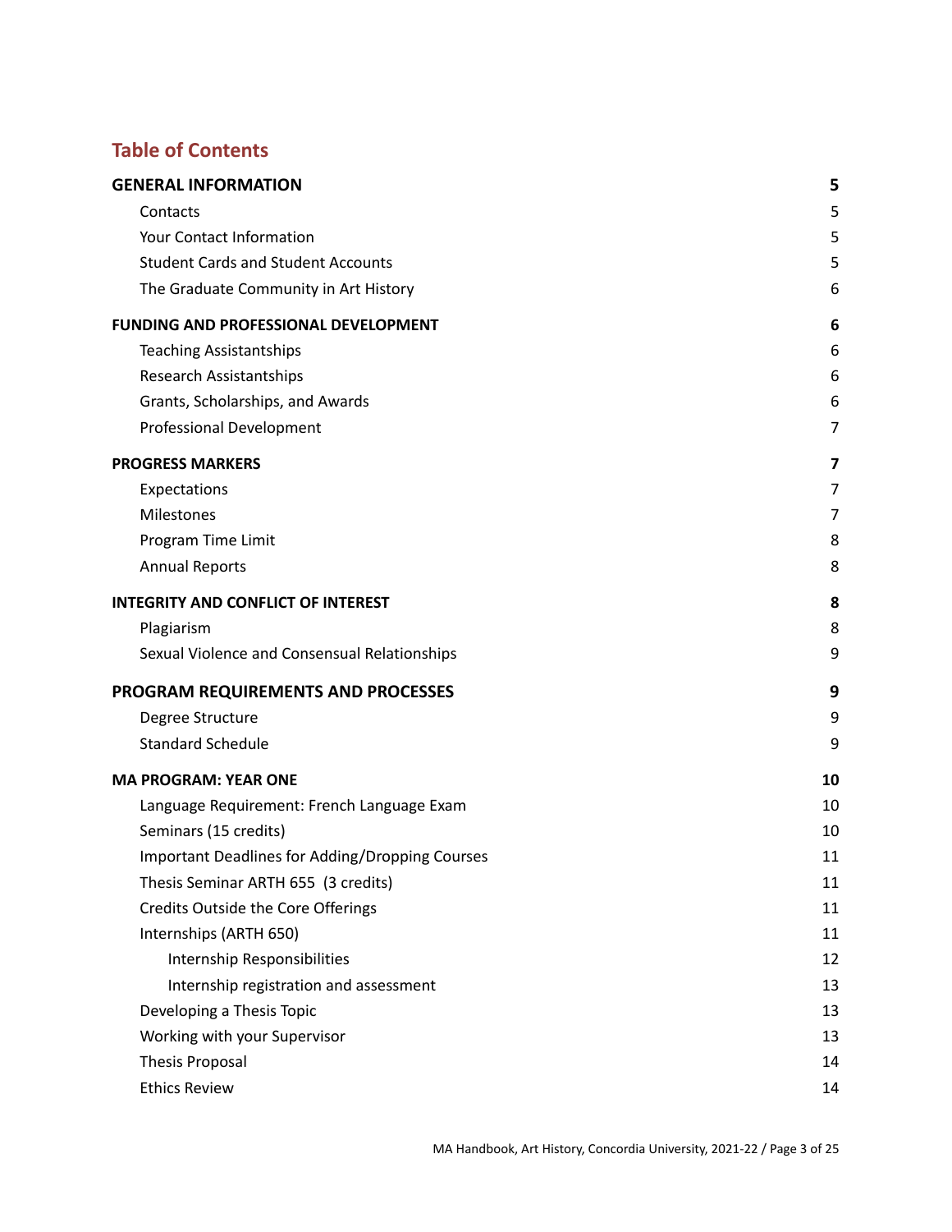## Table of Contents

| | |
|---|---|
| **GENERAL INFORMATION** | **5** |
| Contacts | 5 |
| Your Contact Information | 5 |
| Student Cards and Student Accounts | 5 |
| The Graduate Community in Art History | 6 |
| **FUNDING AND PROFESSIONAL DEVELOPMENT** | **6** |
| Teaching Assistantships | 6 |
| Research Assistantships | 6 |
| Grants, Scholarships, and Awards | 6 |
| Professional Development | 7 |
| **PROGRESS MARKERS** | **7** |
| Expectations | 7 |
| Milestones | 7 |
| Program Time Limit | 8 |
| Annual Reports | 8 |
| **INTEGRITY AND CONFLICT OF INTEREST** | **8** |
| Plagiarism | 8 |
| Sexual Violence and Consensual Relationships | 9 |
| **PROGRAM REQUIREMENTS AND PROCESSES** | **9** |
| Degree Structure | 9 |
| Standard Schedule | 9 |
| **MA PROGRAM: YEAR ONE** | **10** |
| Language Requirement: French Language Exam | 10 |
| Seminars (15 credits) | 10 |
| Important Deadlines for Adding/Dropping Courses | 11 |
| Thesis Seminar ARTH 655 (3 credits) | 11 |
| Credits Outside the Core Offerings | 11 |
| Internships (ARTH 650) | 11 |
| Internship Responsibilities | 12 |
| Internship registration and assessment | 13 |
| Developing a Thesis Topic | 13 |
| Working with your Supervisor | 13 |
| Thesis Proposal | 14 |
| Ethics Review | 14 |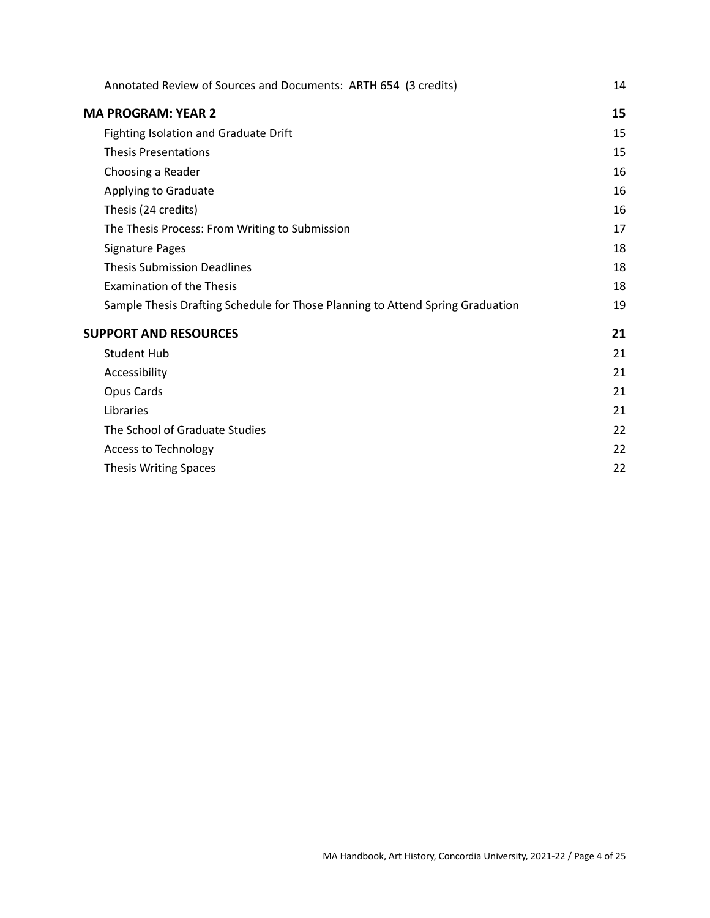Annotated Review of Sources and Documents: ARTH 654 (3 credits) 14

**MA PROGRAM: YEAR 2** **15**

Fighting Isolation and Graduate Drift 15

Thesis Presentations 15

Choosing a Reader 16

Applying to Graduate 16

Thesis (24 credits) 16

The Thesis Process: From Writing to Submission 17

Signature Pages 18

Thesis Submission Deadlines 18

Examination of the Thesis 18

Sample Thesis Drafting Schedule for Those Planning to Attend Spring Graduation 19

**SUPPORT AND RESOURCES** **21**

Student Hub 21

Accessibility 21

Opus Cards 21

Libraries 21

The School of Graduate Studies 22

Access to Technology 22

Thesis Writing Spaces 22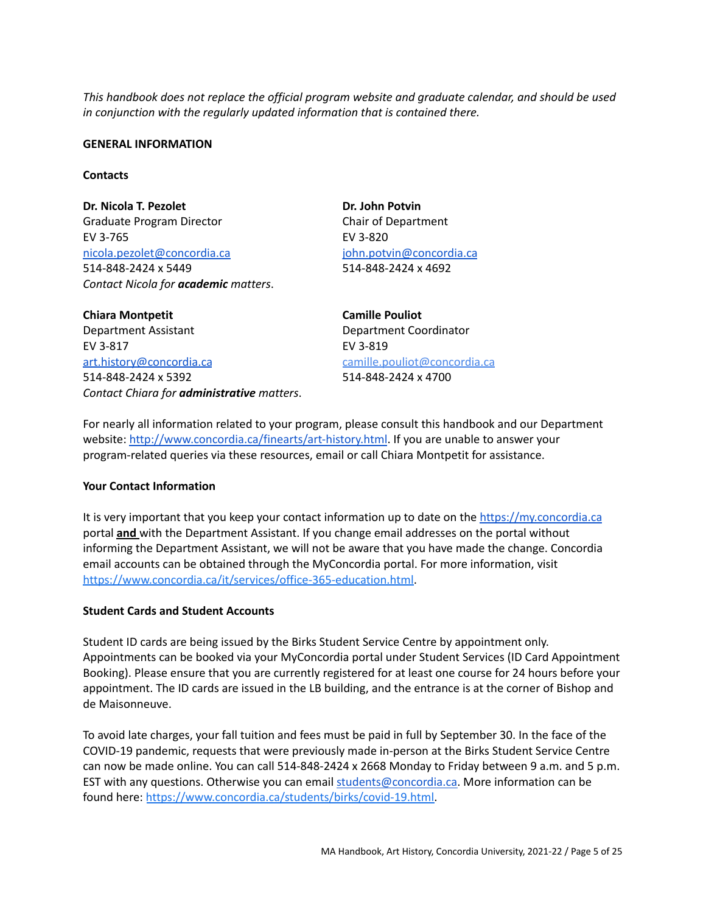*This handbook does not replace the official program website and graduate calendar, and should be used in conjunction with the regularly updated information that is contained there.*

## GENERAL INFORMATION

### Contacts

**Dr. Nicola T. Pezolet**
Graduate Program Director
EV 3-765
nicola.pezolet@concordia.ca
514-848-2424 x 5449
*Contact Nicola for **academic** matters.*

**Dr. John Potvin**
Chair of Department
EV 3-820
john.potvin@concordia.ca
514-848-2424 x 4692

**Chiara Montpetit**
Department Assistant
EV 3-817
art.history@concordia.ca
514-848-2424 x 5392
*Contact Chiara for **administrative** matters.*

**Camille Pouliot**
Department Coordinator
EV 3-819
camille.pouliot@concordia.ca
514-848-2424 x 4700

For nearly all information related to your program, please consult this handbook and our Department website: http://www.concordia.ca/finearts/art-history.html. If you are unable to answer your program-related queries via these resources, email or call Chiara Montpetit for assistance.

### Your Contact Information

It is very important that you keep your contact information up to date on the https://my.concordia.ca portal **and** with the Department Assistant. If you change email addresses on the portal without informing the Department Assistant, we will not be aware that you have made the change. Concordia email accounts can be obtained through the MyConcordia portal. For more information, visit https://www.concordia.ca/it/services/office-365-education.html.

### Student Cards and Student Accounts

Student ID cards are being issued by the Birks Student Service Centre by appointment only. Appointments can be booked via your MyConcordia portal under Student Services (ID Card Appointment Booking). Please ensure that you are currently registered for at least one course for 24 hours before your appointment. The ID cards are issued in the LB building, and the entrance is at the corner of Bishop and de Maisonneuve.

To avoid late charges, your fall tuition and fees must be paid in full by September 30. In the face of the COVID-19 pandemic, requests that were previously made in-person at the Birks Student Service Centre can now be made online. You can call 514-848-2424 x 2668 Monday to Friday between 9 a.m. and 5 p.m. EST with any questions. Otherwise you can email students@concordia.ca. More information can be found here: https://www.concordia.ca/students/birks/covid-19.html.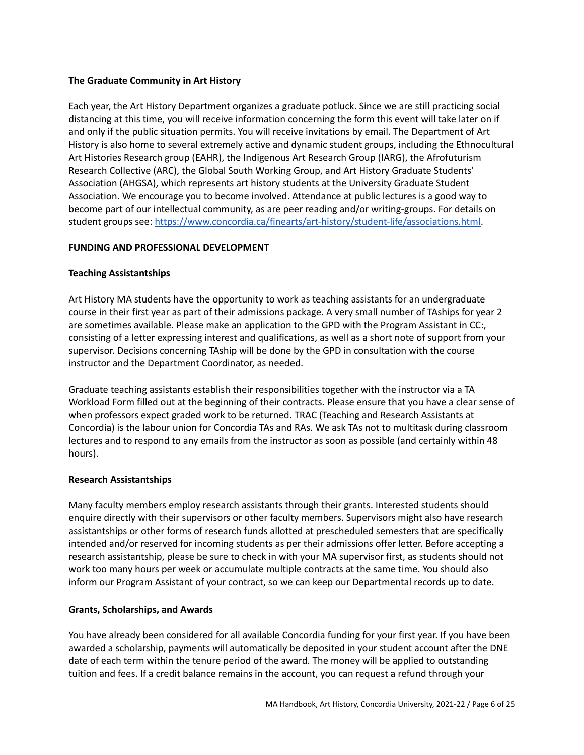**The Graduate Community in Art History**

Each year, the Art History Department organizes a graduate potluck. Since we are still practicing social distancing at this time, you will receive information concerning the form this event will take later on if and only if the public situation permits. You will receive invitations by email. The Department of Art History is also home to several extremely active and dynamic student groups, including the Ethnocultural Art Histories Research group (EAHR), the Indigenous Art Research Group (IARG), the Afrofuturism Research Collective (ARC), the Global South Working Group, and Art History Graduate Students' Association (AHGSA), which represents art history students at the University Graduate Student Association. We encourage you to become involved. Attendance at public lectures is a good way to become part of our intellectual community, as are peer reading and/or writing-groups. For details on student groups see: [https://www.concordia.ca/finearts/art-history/student-life/associations.html](https://www.concordia.ca/finearts/art-history/student-life/associations.html).

## FUNDING AND PROFESSIONAL DEVELOPMENT

### Teaching Assistantships

Art History MA students have the opportunity to work as teaching assistants for an undergraduate course in their first year as part of their admissions package. A very small number of TAships for year 2 are sometimes available. Please make an application to the GPD with the Program Assistant in CC:, consisting of a letter expressing interest and qualifications, as well as a short note of support from your supervisor. Decisions concerning TAship will be done by the GPD in consultation with the course instructor and the Department Coordinator, as needed.

Graduate teaching assistants establish their responsibilities together with the instructor via a TA Workload Form filled out at the beginning of their contracts. Please ensure that you have a clear sense of when professors expect graded work to be returned. TRAC (Teaching and Research Assistants at Concordia) is the labour union for Concordia TAs and RAs. We ask TAs not to multitask during classroom lectures and to respond to any emails from the instructor as soon as possible (and certainly within 48 hours).

### Research Assistantships

Many faculty members employ research assistants through their grants. Interested students should enquire directly with their supervisors or other faculty members. Supervisors might also have research assistantships or other forms of research funds allotted at prescheduled semesters that are specifically intended and/or reserved for incoming students as per their admissions offer letter. Before accepting a research assistantship, please be sure to check in with your MA supervisor first, as students should not work too many hours per week or accumulate multiple contracts at the same time. You should also inform our Program Assistant of your contract, so we can keep our Departmental records up to date.

### Grants, Scholarships, and Awards

You have already been considered for all available Concordia funding for your first year. If you have been awarded a scholarship, payments will automatically be deposited in your student account after the DNE date of each term within the tenure period of the award. The money will be applied to outstanding tuition and fees. If a credit balance remains in the account, you can request a refund through your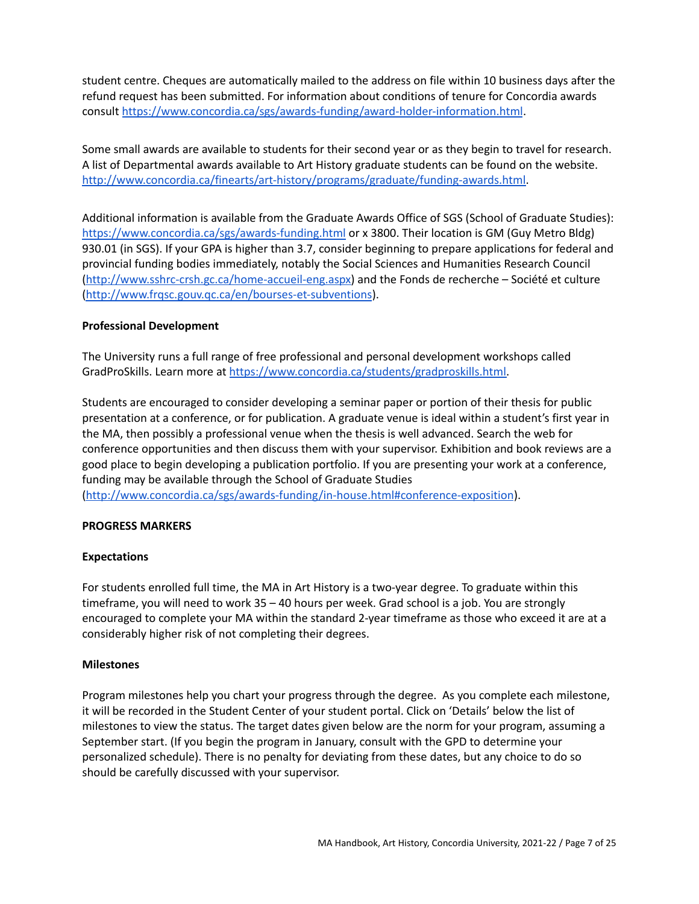student centre. Cheques are automatically mailed to the address on file within 10 business days after the refund request has been submitted. For information about conditions of tenure for Concordia awards consult https://www.concordia.ca/sgs/awards-funding/award-holder-information.html.

Some small awards are available to students for their second year or as they begin to travel for research. A list of Departmental awards available to Art History graduate students can be found on the website. http://www.concordia.ca/finearts/art-history/programs/graduate/funding-awards.html.

Additional information is available from the Graduate Awards Office of SGS (School of Graduate Studies): https://www.concordia.ca/sgs/awards-funding.html or x 3800. Their location is GM (Guy Metro Bldg) 930.01 (in SGS). If your GPA is higher than 3.7, consider beginning to prepare applications for federal and provincial funding bodies immediately, notably the Social Sciences and Humanities Research Council (http://www.sshrc-crsh.gc.ca/home-accueil-eng.aspx) and the Fonds de recherche – Société et culture (http://www.frqsc.gouv.qc.ca/en/bourses-et-subventions).

**Professional Development**

The University runs a full range of free professional and personal development workshops called GradProSkills. Learn more at https://www.concordia.ca/students/gradproskills.html.

Students are encouraged to consider developing a seminar paper or portion of their thesis for public presentation at a conference, or for publication. A graduate venue is ideal within a student's first year in the MA, then possibly a professional venue when the thesis is well advanced. Search the web for conference opportunities and then discuss them with your supervisor. Exhibition and book reviews are a good place to begin developing a publication portfolio. If you are presenting your work at a conference, funding may be available through the School of Graduate Studies (http://www.concordia.ca/sgs/awards-funding/in-house.html#conference-exposition).

## PROGRESS MARKERS

**Expectations**

For students enrolled full time, the MA in Art History is a two-year degree. To graduate within this timeframe, you will need to work 35 – 40 hours per week. Grad school is a job. You are strongly encouraged to complete your MA within the standard 2-year timeframe as those who exceed it are at a considerably higher risk of not completing their degrees.

**Milestones**

Program milestones help you chart your progress through the degree. As you complete each milestone, it will be recorded in the Student Center of your student portal. Click on 'Details' below the list of milestones to view the status. The target dates given below are the norm for your program, assuming a September start. (If you begin the program in January, consult with the GPD to determine your personalized schedule). There is no penalty for deviating from these dates, but any choice to do so should be carefully discussed with your supervisor.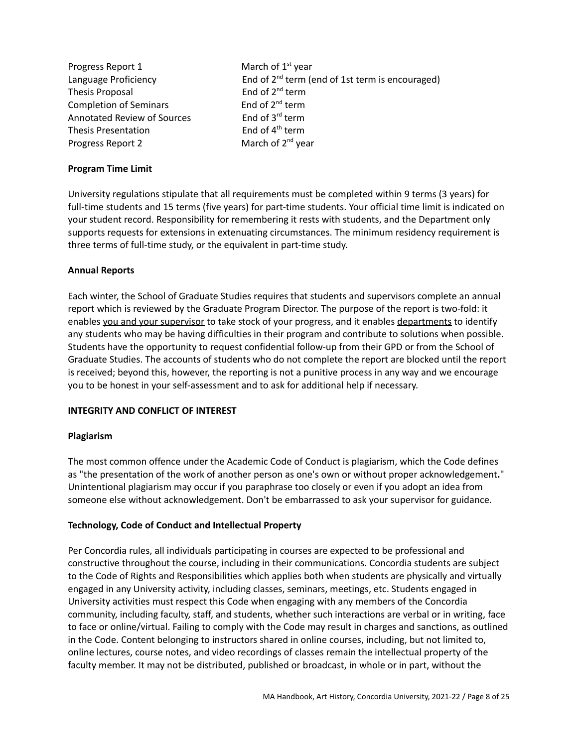| | |
|---|---|
| Progress Report 1 | March of 1st year |
| Language Proficiency | End of 2nd term (end of 1st term is encouraged) |
| Thesis Proposal | End of 2nd term |
| Completion of Seminars | End of 2nd term |
| Annotated Review of Sources | End of 3rd term |
| Thesis Presentation | End of 4th term |
| Progress Report 2 | March of 2nd year |

**Program Time Limit**

University regulations stipulate that all requirements must be completed within 9 terms (3 years) for full-time students and 15 terms (five years) for part-time students. Your official time limit is indicated on your student record. Responsibility for remembering it rests with students, and the Department only supports requests for extensions in extenuating circumstances. The minimum residency requirement is three terms of full-time study, or the equivalent in part-time study.

**Annual Reports**

Each winter, the School of Graduate Studies requires that students and supervisors complete an annual report which is reviewed by the Graduate Program Director. The purpose of the report is two-fold: it enables you and your supervisor to take stock of your progress, and it enables departments to identify any students who may be having difficulties in their program and contribute to solutions when possible. Students have the opportunity to request confidential follow-up from their GPD or from the School of Graduate Studies. The accounts of students who do not complete the report are blocked until the report is received; beyond this, however, the reporting is not a punitive process in any way and we encourage you to be honest in your self-assessment and to ask for additional help if necessary.

**INTEGRITY AND CONFLICT OF INTEREST**

**Plagiarism**

The most common offence under the Academic Code of Conduct is plagiarism, which the Code defines as "the presentation of the work of another person as one's own or without proper acknowledgement." Unintentional plagiarism may occur if you paraphrase too closely or even if you adopt an idea from someone else without acknowledgement. Don't be embarrassed to ask your supervisor for guidance.

**Technology, Code of Conduct and Intellectual Property**

Per Concordia rules, all individuals participating in courses are expected to be professional and constructive throughout the course, including in their communications. Concordia students are subject to the Code of Rights and Responsibilities which applies both when students are physically and virtually engaged in any University activity, including classes, seminars, meetings, etc. Students engaged in University activities must respect this Code when engaging with any members of the Concordia community, including faculty, staff, and students, whether such interactions are verbal or in writing, face to face or online/virtual. Failing to comply with the Code may result in charges and sanctions, as outlined in the Code. Content belonging to instructors shared in online courses, including, but not limited to, online lectures, course notes, and video recordings of classes remain the intellectual property of the faculty member. It may not be distributed, published or broadcast, in whole or in part, without the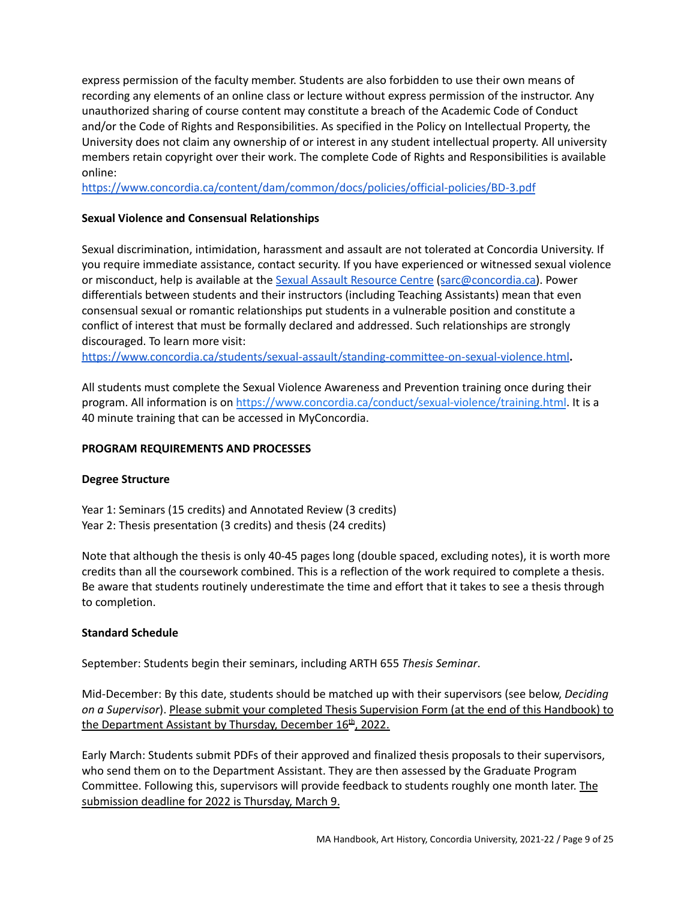express permission of the faculty member. Students are also forbidden to use their own means of recording any elements of an online class or lecture without express permission of the instructor. Any unauthorized sharing of course content may constitute a breach of the Academic Code of Conduct and/or the Code of Rights and Responsibilities. As specified in the Policy on Intellectual Property, the University does not claim any ownership of or interest in any student intellectual property. All university members retain copyright over their work. The complete Code of Rights and Responsibilities is available online:
https://www.concordia.ca/content/dam/common/docs/policies/official-policies/BD-3.pdf

**Sexual Violence and Consensual Relationships**

Sexual discrimination, intimidation, harassment and assault are not tolerated at Concordia University. If you require immediate assistance, contact security. If you have experienced or witnessed sexual violence or misconduct, help is available at the Sexual Assault Resource Centre (sarc@concordia.ca). Power differentials between students and their instructors (including Teaching Assistants) mean that even consensual sexual or romantic relationships put students in a vulnerable position and constitute a conflict of interest that must be formally declared and addressed. Such relationships are strongly discouraged. To learn more visit:
https://www.concordia.ca/students/sexual-assault/standing-committee-on-sexual-violence.html**.**

All students must complete the Sexual Violence Awareness and Prevention training once during their program. All information is on https://www.concordia.ca/conduct/sexual-violence/training.html. It is a 40 minute training that can be accessed in MyConcordia.

## PROGRAM REQUIREMENTS AND PROCESSES

**Degree Structure**

Year 1: Seminars (15 credits) and Annotated Review (3 credits)
Year 2: Thesis presentation (3 credits) and thesis (24 credits)

Note that although the thesis is only 40-45 pages long (double spaced, excluding notes), it is worth more credits than all the coursework combined. This is a reflection of the work required to complete a thesis. Be aware that students routinely underestimate the time and effort that it takes to see a thesis through to completion.

**Standard Schedule**

September: Students begin their seminars, including ARTH 655 *Thesis Seminar*.

Mid-December: By this date, students should be matched up with their supervisors (see below, *Deciding on a Supervisor*). Please submit your completed Thesis Supervision Form (at the end of this Handbook) to the Department Assistant by Thursday, December 16th, 2022.

Early March: Students submit PDFs of their approved and finalized thesis proposals to their supervisors, who send them on to the Department Assistant. They are then assessed by the Graduate Program Committee. Following this, supervisors will provide feedback to students roughly one month later. The submission deadline for 2022 is Thursday, March 9.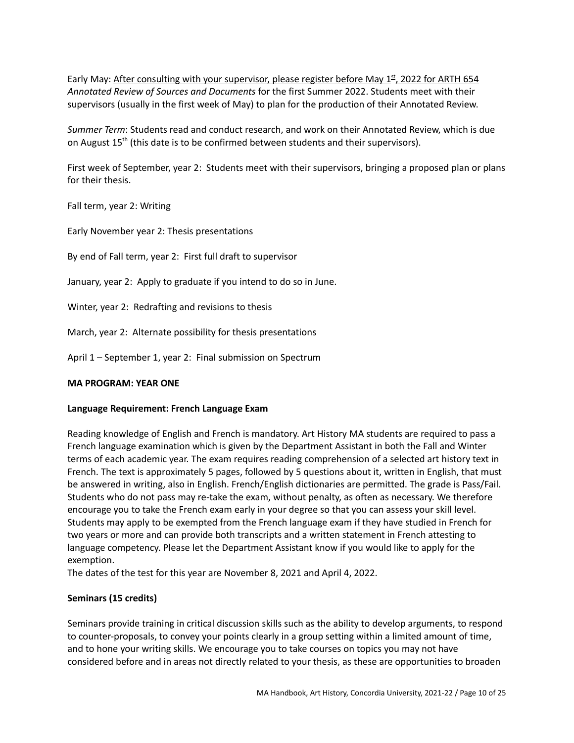Early May: After consulting with your supervisor, please register before May 1st, 2022 for ARTH 654 *Annotated Review of Sources and Documents* for the first Summer 2022. Students meet with their supervisors (usually in the first week of May) to plan for the production of their Annotated Review.

*Summer Term*: Students read and conduct research, and work on their Annotated Review, which is due on August 15th (this date is to be confirmed between students and their supervisors).

First week of September, year 2: Students meet with their supervisors, bringing a proposed plan or plans for their thesis.

Fall term, year 2: Writing

Early November year 2: Thesis presentations

By end of Fall term, year 2: First full draft to supervisor

January, year 2: Apply to graduate if you intend to do so in June.

Winter, year 2: Redrafting and revisions to thesis

March, year 2: Alternate possibility for thesis presentations

April 1 – September 1, year 2: Final submission on Spectrum

**MA PROGRAM: YEAR ONE**

**Language Requirement: French Language Exam**

Reading knowledge of English and French is mandatory. Art History MA students are required to pass a French language examination which is given by the Department Assistant in both the Fall and Winter terms of each academic year. The exam requires reading comprehension of a selected art history text in French. The text is approximately 5 pages, followed by 5 questions about it, written in English, that must be answered in writing, also in English. French/English dictionaries are permitted. The grade is Pass/Fail. Students who do not pass may re-take the exam, without penalty, as often as necessary. We therefore encourage you to take the French exam early in your degree so that you can assess your skill level. Students may apply to be exempted from the French language exam if they have studied in French for two years or more and can provide both transcripts and a written statement in French attesting to language competency. Please let the Department Assistant know if you would like to apply for the exemption.
The dates of the test for this year are November 8, 2021 and April 4, 2022.

**Seminars (15 credits)**

Seminars provide training in critical discussion skills such as the ability to develop arguments, to respond to counter-proposals, to convey your points clearly in a group setting within a limited amount of time, and to hone your writing skills. We encourage you to take courses on topics you may not have considered before and in areas not directly related to your thesis, as these are opportunities to broaden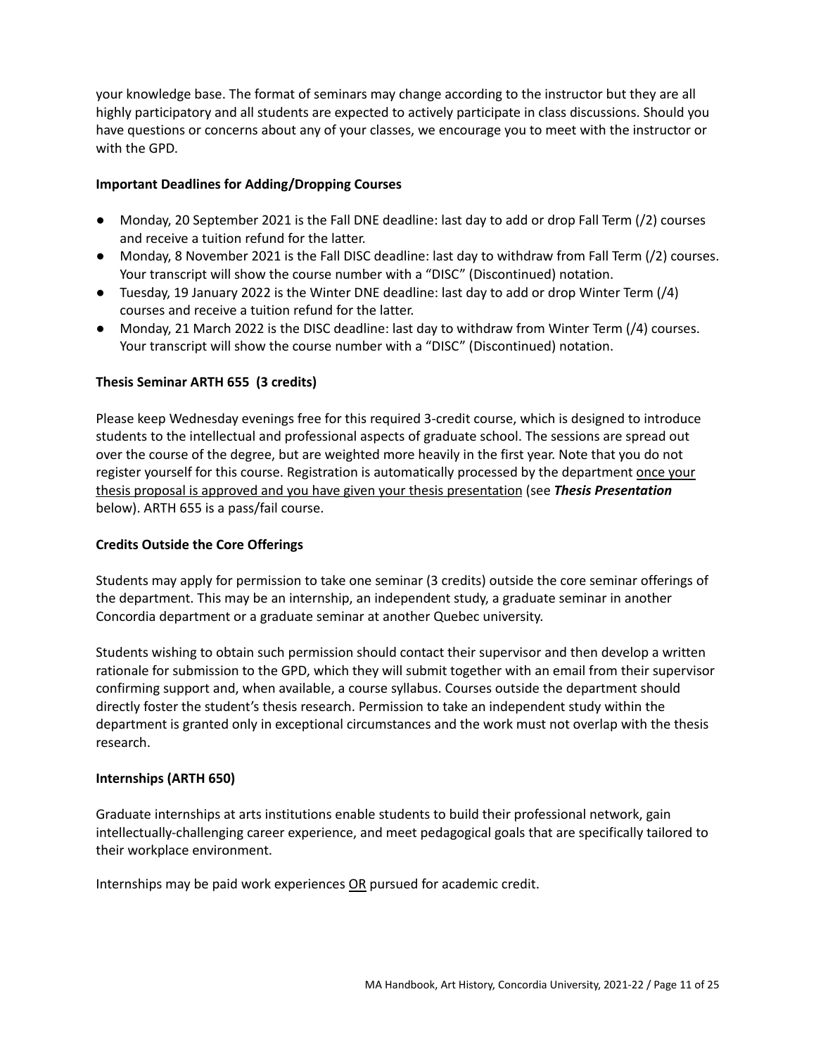your knowledge base. The format of seminars may change according to the instructor but they are all highly participatory and all students are expected to actively participate in class discussions. Should you have questions or concerns about any of your classes, we encourage you to meet with the instructor or with the GPD.

**Important Deadlines for Adding/Dropping Courses**

- Monday, 20 September 2021 is the Fall DNE deadline: last day to add or drop Fall Term (/2) courses and receive a tuition refund for the latter.
- Monday, 8 November 2021 is the Fall DISC deadline: last day to withdraw from Fall Term (/2) courses. Your transcript will show the course number with a "DISC" (Discontinued) notation.
- Tuesday, 19 January 2022 is the Winter DNE deadline: last day to add or drop Winter Term (/4) courses and receive a tuition refund for the latter.
- Monday, 21 March 2022 is the DISC deadline: last day to withdraw from Winter Term (/4) courses. Your transcript will show the course number with a "DISC" (Discontinued) notation.

**Thesis Seminar ARTH 655 (3 credits)**

Please keep Wednesday evenings free for this required 3-credit course, which is designed to introduce students to the intellectual and professional aspects of graduate school. The sessions are spread out over the course of the degree, but are weighted more heavily in the first year. Note that you do not register yourself for this course. Registration is automatically processed by the department once your thesis proposal is approved and you have given your thesis presentation (see ***Thesis Presentation*** below). ARTH 655 is a pass/fail course.

**Credits Outside the Core Offerings**

Students may apply for permission to take one seminar (3 credits) outside the core seminar offerings of the department. This may be an internship, an independent study, a graduate seminar in another Concordia department or a graduate seminar at another Quebec university.

Students wishing to obtain such permission should contact their supervisor and then develop a written rationale for submission to the GPD, which they will submit together with an email from their supervisor confirming support and, when available, a course syllabus. Courses outside the department should directly foster the student's thesis research. Permission to take an independent study within the department is granted only in exceptional circumstances and the work must not overlap with the thesis research.

**Internships (ARTH 650)**

Graduate internships at arts institutions enable students to build their professional network, gain intellectually-challenging career experience, and meet pedagogical goals that are specifically tailored to their workplace environment.

Internships may be paid work experiences OR pursued for academic credit.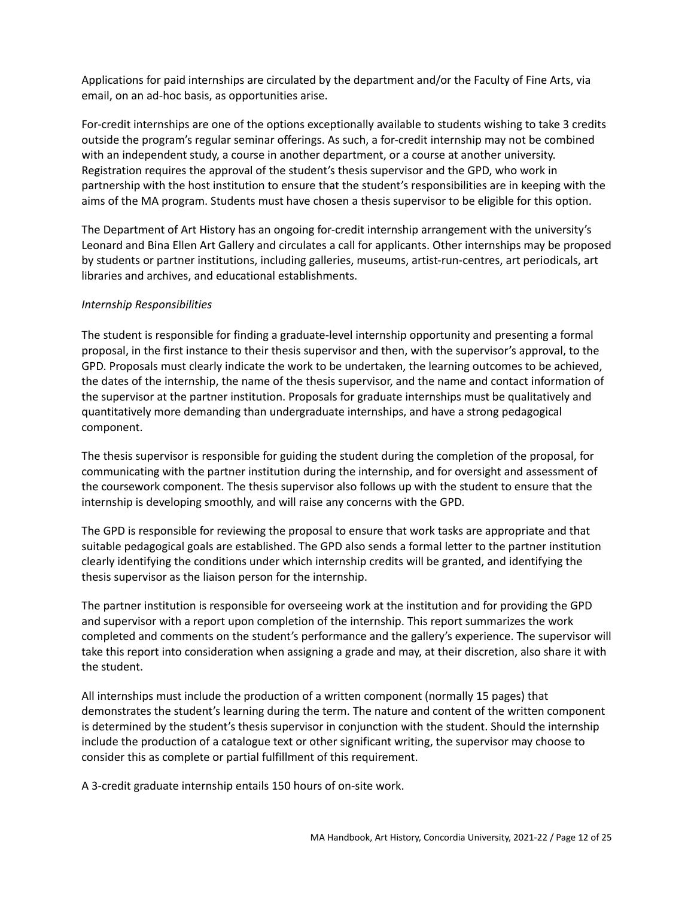Applications for paid internships are circulated by the department and/or the Faculty of Fine Arts, via email, on an ad-hoc basis, as opportunities arise.

For-credit internships are one of the options exceptionally available to students wishing to take 3 credits outside the program's regular seminar offerings. As such, a for-credit internship may not be combined with an independent study, a course in another department, or a course at another university. Registration requires the approval of the student's thesis supervisor and the GPD, who work in partnership with the host institution to ensure that the student's responsibilities are in keeping with the aims of the MA program. Students must have chosen a thesis supervisor to be eligible for this option.

The Department of Art History has an ongoing for-credit internship arrangement with the university's Leonard and Bina Ellen Art Gallery and circulates a call for applicants. Other internships may be proposed by students or partner institutions, including galleries, museums, artist-run-centres, art periodicals, art libraries and archives, and educational establishments.

*Internship Responsibilities*

The student is responsible for finding a graduate-level internship opportunity and presenting a formal proposal, in the first instance to their thesis supervisor and then, with the supervisor's approval, to the GPD. Proposals must clearly indicate the work to be undertaken, the learning outcomes to be achieved, the dates of the internship, the name of the thesis supervisor, and the name and contact information of the supervisor at the partner institution. Proposals for graduate internships must be qualitatively and quantitatively more demanding than undergraduate internships, and have a strong pedagogical component.

The thesis supervisor is responsible for guiding the student during the completion of the proposal, for communicating with the partner institution during the internship, and for oversight and assessment of the coursework component. The thesis supervisor also follows up with the student to ensure that the internship is developing smoothly, and will raise any concerns with the GPD.

The GPD is responsible for reviewing the proposal to ensure that work tasks are appropriate and that suitable pedagogical goals are established. The GPD also sends a formal letter to the partner institution clearly identifying the conditions under which internship credits will be granted, and identifying the thesis supervisor as the liaison person for the internship.

The partner institution is responsible for overseeing work at the institution and for providing the GPD and supervisor with a report upon completion of the internship. This report summarizes the work completed and comments on the student's performance and the gallery's experience. The supervisor will take this report into consideration when assigning a grade and may, at their discretion, also share it with the student.

All internships must include the production of a written component (normally 15 pages) that demonstrates the student's learning during the term. The nature and content of the written component is determined by the student's thesis supervisor in conjunction with the student. Should the internship include the production of a catalogue text or other significant writing, the supervisor may choose to consider this as complete or partial fulfillment of this requirement.

A 3-credit graduate internship entails 150 hours of on-site work.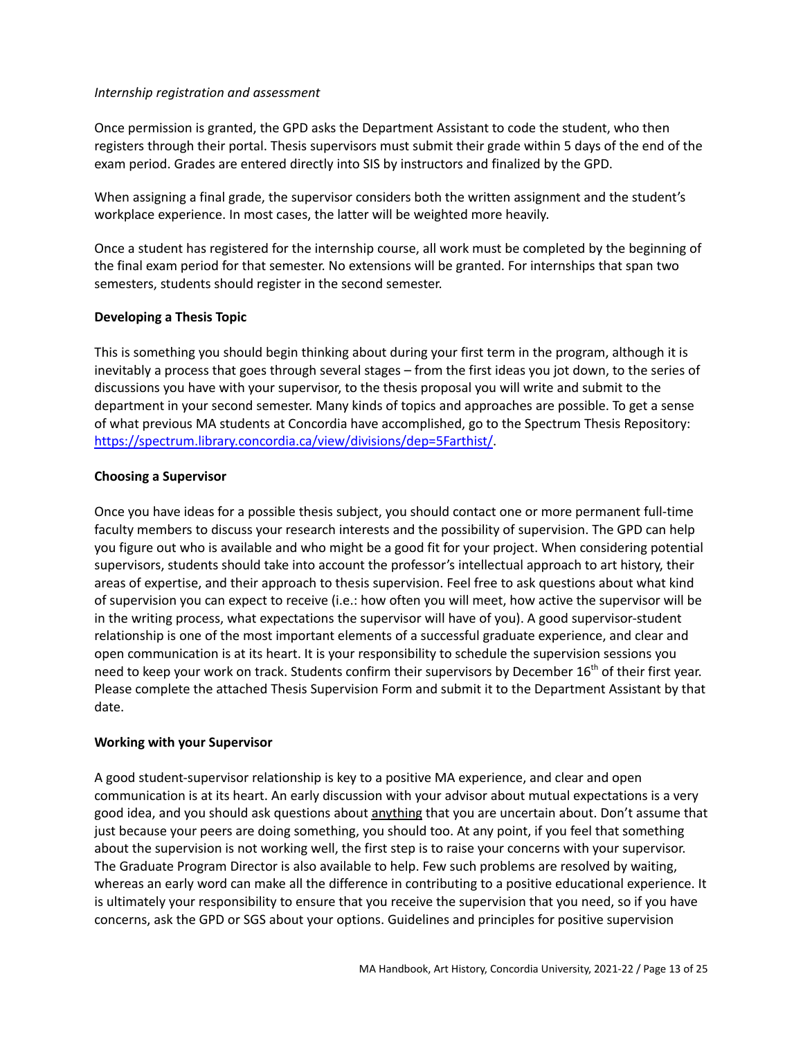*Internship registration and assessment*

Once permission is granted, the GPD asks the Department Assistant to code the student, who then registers through their portal. Thesis supervisors must submit their grade within 5 days of the end of the exam period. Grades are entered directly into SIS by instructors and finalized by the GPD.

When assigning a final grade, the supervisor considers both the written assignment and the student's workplace experience. In most cases, the latter will be weighted more heavily.

Once a student has registered for the internship course, all work must be completed by the beginning of the final exam period for that semester. No extensions will be granted. For internships that span two semesters, students should register in the second semester.

**Developing a Thesis Topic**

This is something you should begin thinking about during your first term in the program, although it is inevitably a process that goes through several stages – from the first ideas you jot down, to the series of discussions you have with your supervisor, to the thesis proposal you will write and submit to the department in your second semester. Many kinds of topics and approaches are possible. To get a sense of what previous MA students at Concordia have accomplished, go to the Spectrum Thesis Repository: [https://spectrum.library.concordia.ca/view/divisions/dep=5Farthist/](https://spectrum.library.concordia.ca/view/divisions/dep=5Farthist/).

**Choosing a Supervisor**

Once you have ideas for a possible thesis subject, you should contact one or more permanent full-time faculty members to discuss your research interests and the possibility of supervision. The GPD can help you figure out who is available and who might be a good fit for your project. When considering potential supervisors, students should take into account the professor's intellectual approach to art history, their areas of expertise, and their approach to thesis supervision. Feel free to ask questions about what kind of supervision you can expect to receive (i.e.: how often you will meet, how active the supervisor will be in the writing process, what expectations the supervisor will have of you). A good supervisor-student relationship is one of the most important elements of a successful graduate experience, and clear and open communication is at its heart. It is your responsibility to schedule the supervision sessions you need to keep your work on track. Students confirm their supervisors by December 16th of their first year. Please complete the attached Thesis Supervision Form and submit it to the Department Assistant by that date.

**Working with your Supervisor**

A good student-supervisor relationship is key to a positive MA experience, and clear and open communication is at its heart. An early discussion with your advisor about mutual expectations is a very good idea, and you should ask questions about <u>anything</u> that you are uncertain about. Don't assume that just because your peers are doing something, you should too. At any point, if you feel that something about the supervision is not working well, the first step is to raise your concerns with your supervisor. The Graduate Program Director is also available to help. Few such problems are resolved by waiting, whereas an early word can make all the difference in contributing to a positive educational experience. It is ultimately your responsibility to ensure that you receive the supervision that you need, so if you have concerns, ask the GPD or SGS about your options. Guidelines and principles for positive supervision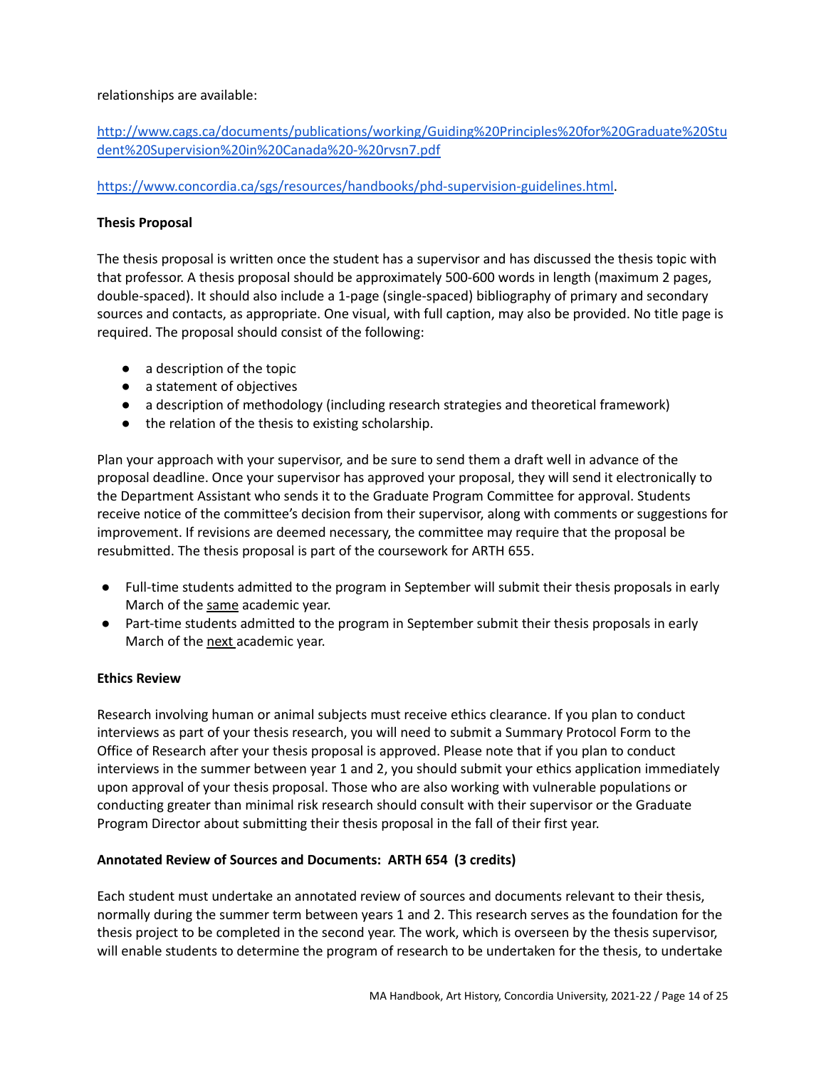relationships are available:

http://www.cags.ca/documents/publications/working/Guiding%20Principles%20for%20Graduate%20Student%20Supervision%20in%20Canada%20-%20rvsn7.pdf

https://www.concordia.ca/sgs/resources/handbooks/phd-supervision-guidelines.html.

**Thesis Proposal**

The thesis proposal is written once the student has a supervisor and has discussed the thesis topic with that professor. A thesis proposal should be approximately 500-600 words in length (maximum 2 pages, double-spaced). It should also include a 1-page (single-spaced) bibliography of primary and secondary sources and contacts, as appropriate. One visual, with full caption, may also be provided. No title page is required. The proposal should consist of the following:

- a description of the topic
- a statement of objectives
- a description of methodology (including research strategies and theoretical framework)
- the relation of the thesis to existing scholarship.

Plan your approach with your supervisor, and be sure to send them a draft well in advance of the proposal deadline. Once your supervisor has approved your proposal, they will send it electronically to the Department Assistant who sends it to the Graduate Program Committee for approval. Students receive notice of the committee's decision from their supervisor, along with comments or suggestions for improvement. If revisions are deemed necessary, the committee may require that the proposal be resubmitted. The thesis proposal is part of the coursework for ARTH 655.

- Full-time students admitted to the program in September will submit their thesis proposals in early March of the same academic year.
- Part-time students admitted to the program in September submit their thesis proposals in early March of the next academic year.

**Ethics Review**

Research involving human or animal subjects must receive ethics clearance. If you plan to conduct interviews as part of your thesis research, you will need to submit a Summary Protocol Form to the Office of Research after your thesis proposal is approved. Please note that if you plan to conduct interviews in the summer between year 1 and 2, you should submit your ethics application immediately upon approval of your thesis proposal. Those who are also working with vulnerable populations or conducting greater than minimal risk research should consult with their supervisor or the Graduate Program Director about submitting their thesis proposal in the fall of their first year.

**Annotated Review of Sources and Documents: ARTH 654 (3 credits)**

Each student must undertake an annotated review of sources and documents relevant to their thesis, normally during the summer term between years 1 and 2. This research serves as the foundation for the thesis project to be completed in the second year. The work, which is overseen by the thesis supervisor, will enable students to determine the program of research to be undertaken for the thesis, to undertake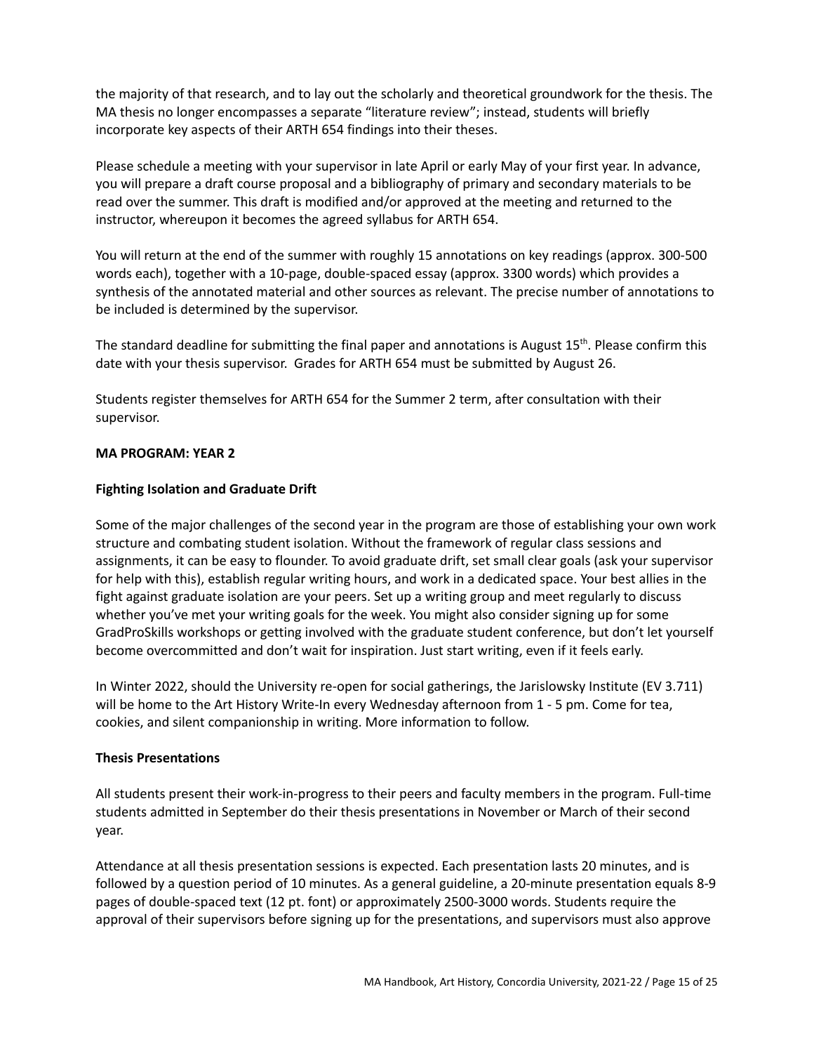the majority of that research, and to lay out the scholarly and theoretical groundwork for the thesis. The MA thesis no longer encompasses a separate "literature review"; instead, students will briefly incorporate key aspects of their ARTH 654 findings into their theses.

Please schedule a meeting with your supervisor in late April or early May of your first year. In advance, you will prepare a draft course proposal and a bibliography of primary and secondary materials to be read over the summer. This draft is modified and/or approved at the meeting and returned to the instructor, whereupon it becomes the agreed syllabus for ARTH 654.

You will return at the end of the summer with roughly 15 annotations on key readings (approx. 300-500 words each), together with a 10-page, double-spaced essay (approx. 3300 words) which provides a synthesis of the annotated material and other sources as relevant. The precise number of annotations to be included is determined by the supervisor.

The standard deadline for submitting the final paper and annotations is August 15th. Please confirm this date with your thesis supervisor. Grades for ARTH 654 must be submitted by August 26.

Students register themselves for ARTH 654 for the Summer 2 term, after consultation with their supervisor.

## MA PROGRAM: YEAR 2

### Fighting Isolation and Graduate Drift

Some of the major challenges of the second year in the program are those of establishing your own work structure and combating student isolation. Without the framework of regular class sessions and assignments, it can be easy to flounder. To avoid graduate drift, set small clear goals (ask your supervisor for help with this), establish regular writing hours, and work in a dedicated space. Your best allies in the fight against graduate isolation are your peers. Set up a writing group and meet regularly to discuss whether you've met your writing goals for the week. You might also consider signing up for some GradProSkills workshops or getting involved with the graduate student conference, but don't let yourself become overcommitted and don't wait for inspiration. Just start writing, even if it feels early.

In Winter 2022, should the University re-open for social gatherings, the Jarislowsky Institute (EV 3.711) will be home to the Art History Write-In every Wednesday afternoon from 1 - 5 pm. Come for tea, cookies, and silent companionship in writing. More information to follow.

### Thesis Presentations

All students present their work-in-progress to their peers and faculty members in the program. Full-time students admitted in September do their thesis presentations in November or March of their second year.

Attendance at all thesis presentation sessions is expected. Each presentation lasts 20 minutes, and is followed by a question period of 10 minutes. As a general guideline, a 20-minute presentation equals 8-9 pages of double-spaced text (12 pt. font) or approximately 2500-3000 words. Students require the approval of their supervisors before signing up for the presentations, and supervisors must also approve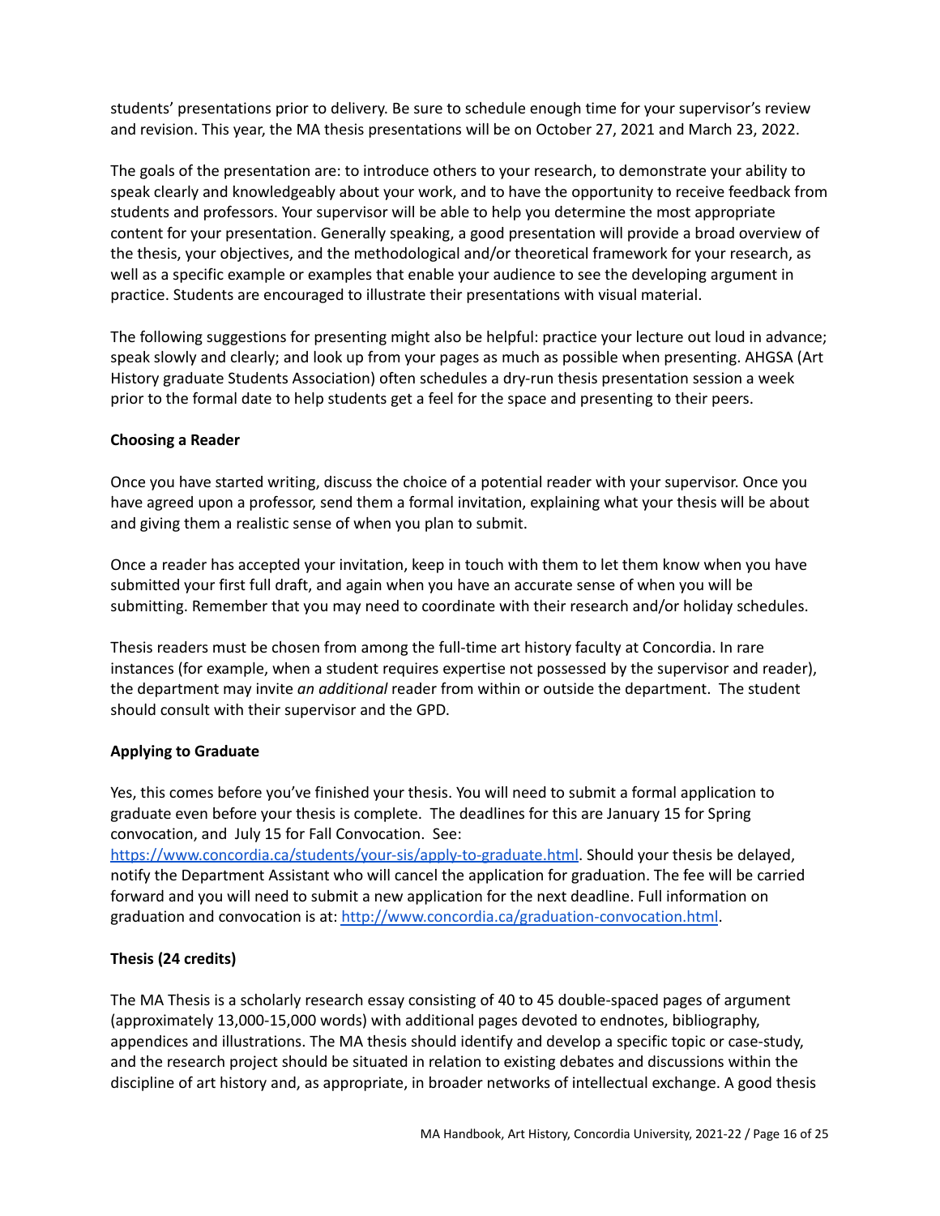students' presentations prior to delivery. Be sure to schedule enough time for your supervisor's review and revision. This year, the MA thesis presentations will be on October 27, 2021 and March 23, 2022.

The goals of the presentation are: to introduce others to your research, to demonstrate your ability to speak clearly and knowledgeably about your work, and to have the opportunity to receive feedback from students and professors. Your supervisor will be able to help you determine the most appropriate content for your presentation. Generally speaking, a good presentation will provide a broad overview of the thesis, your objectives, and the methodological and/or theoretical framework for your research, as well as a specific example or examples that enable your audience to see the developing argument in practice. Students are encouraged to illustrate their presentations with visual material.

The following suggestions for presenting might also be helpful: practice your lecture out loud in advance; speak slowly and clearly; and look up from your pages as much as possible when presenting. AHGSA (Art History graduate Students Association) often schedules a dry-run thesis presentation session a week prior to the formal date to help students get a feel for the space and presenting to their peers.

**Choosing a Reader**

Once you have started writing, discuss the choice of a potential reader with your supervisor. Once you have agreed upon a professor, send them a formal invitation, explaining what your thesis will be about and giving them a realistic sense of when you plan to submit.

Once a reader has accepted your invitation, keep in touch with them to let them know when you have submitted your first full draft, and again when you have an accurate sense of when you will be submitting. Remember that you may need to coordinate with their research and/or holiday schedules.

Thesis readers must be chosen from among the full-time art history faculty at Concordia. In rare instances (for example, when a student requires expertise not possessed by the supervisor and reader), the department may invite *an additional* reader from within or outside the department. The student should consult with their supervisor and the GPD.

**Applying to Graduate**

Yes, this comes before you've finished your thesis. You will need to submit a formal application to graduate even before your thesis is complete. The deadlines for this are January 15 for Spring convocation, and July 15 for Fall Convocation. See: [https://www.concordia.ca/students/your-sis/apply-to-graduate.html](https://www.concordia.ca/students/your-sis/apply-to-graduate.html). Should your thesis be delayed, notify the Department Assistant who will cancel the application for graduation. The fee will be carried forward and you will need to submit a new application for the next deadline. Full information on graduation and convocation is at: [http://www.concordia.ca/graduation-convocation.html](http://www.concordia.ca/graduation-convocation.html).

**Thesis (24 credits)**

The MA Thesis is a scholarly research essay consisting of 40 to 45 double-spaced pages of argument (approximately 13,000-15,000 words) with additional pages devoted to endnotes, bibliography, appendices and illustrations. The MA thesis should identify and develop a specific topic or case-study, and the research project should be situated in relation to existing debates and discussions within the discipline of art history and, as appropriate, in broader networks of intellectual exchange. A good thesis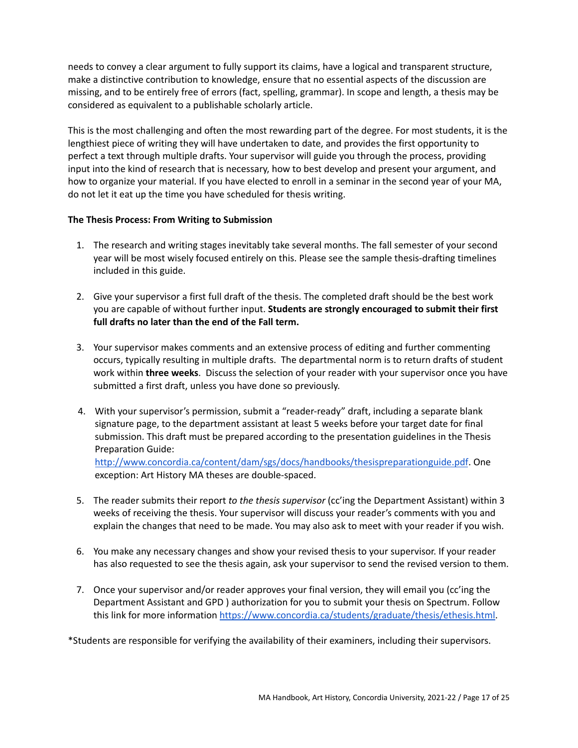needs to convey a clear argument to fully support its claims, have a logical and transparent structure, make a distinctive contribution to knowledge, ensure that no essential aspects of the discussion are missing, and to be entirely free of errors (fact, spelling, grammar). In scope and length, a thesis may be considered as equivalent to a publishable scholarly article.

This is the most challenging and often the most rewarding part of the degree. For most students, it is the lengthiest piece of writing they will have undertaken to date, and provides the first opportunity to perfect a text through multiple drafts. Your supervisor will guide you through the process, providing input into the kind of research that is necessary, how to best develop and present your argument, and how to organize your material. If you have elected to enroll in a seminar in the second year of your MA, do not let it eat up the time you have scheduled for thesis writing.

**The Thesis Process: From Writing to Submission**

1. The research and writing stages inevitably take several months. The fall semester of your second year will be most wisely focused entirely on this. Please see the sample thesis-drafting timelines included in this guide.

2. Give your supervisor a first full draft of the thesis. The completed draft should be the best work you are capable of without further input. **Students are strongly encouraged to submit their first full drafts no later than the end of the Fall term.**

3. Your supervisor makes comments and an extensive process of editing and further commenting occurs, typically resulting in multiple drafts. The departmental norm is to return drafts of student work within **three weeks**. Discuss the selection of your reader with your supervisor once you have submitted a first draft, unless you have done so previously.

4. With your supervisor's permission, submit a "reader-ready" draft, including a separate blank signature page, to the department assistant at least 5 weeks before your target date for final submission. This draft must be prepared according to the presentation guidelines in the Thesis Preparation Guide: http://www.concordia.ca/content/dam/sgs/docs/handbooks/thesispreparationguide.pdf. One exception: Art History MA theses are double-spaced.

5. The reader submits their report *to the thesis supervisor* (cc'ing the Department Assistant) within 3 weeks of receiving the thesis. Your supervisor will discuss your reader's comments with you and explain the changes that need to be made. You may also ask to meet with your reader if you wish.

6. You make any necessary changes and show your revised thesis to your supervisor. If your reader has also requested to see the thesis again, ask your supervisor to send the revised version to them.

7. Once your supervisor and/or reader approves your final version, they will email you (cc'ing the Department Assistant and GPD ) authorization for you to submit your thesis on Spectrum. Follow this link for more information https://www.concordia.ca/students/graduate/thesis/ethesis.html.

*Students are responsible for verifying the availability of their examiners, including their supervisors.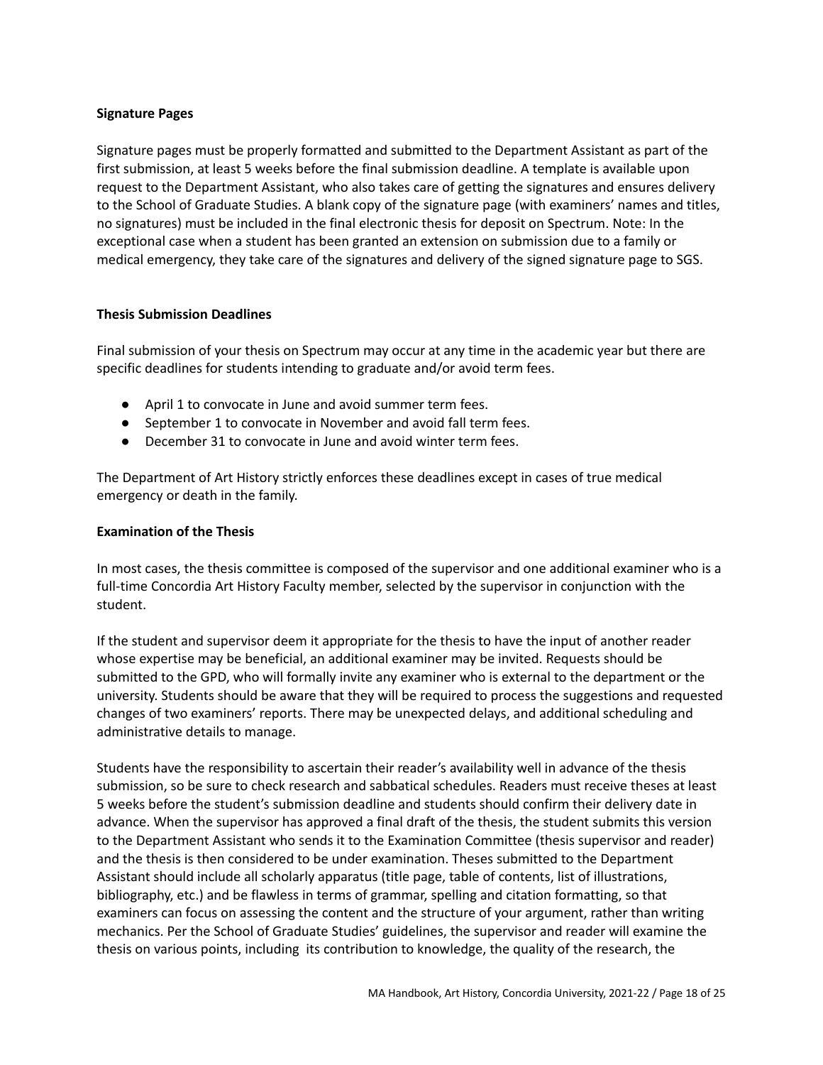**Signature Pages**

Signature pages must be properly formatted and submitted to the Department Assistant as part of the first submission, at least 5 weeks before the final submission deadline. A template is available upon request to the Department Assistant, who also takes care of getting the signatures and ensures delivery to the School of Graduate Studies. A blank copy of the signature page (with examiners' names and titles, no signatures) must be included in the final electronic thesis for deposit on Spectrum. Note: In the exceptional case when a student has been granted an extension on submission due to a family or medical emergency, they take care of the signatures and delivery of the signed signature page to SGS.

**Thesis Submission Deadlines**

Final submission of your thesis on Spectrum may occur at any time in the academic year but there are specific deadlines for students intending to graduate and/or avoid term fees.

- April 1 to convocate in June and avoid summer term fees.
- September 1 to convocate in November and avoid fall term fees.
- December 31 to convocate in June and avoid winter term fees.

The Department of Art History strictly enforces these deadlines except in cases of true medical emergency or death in the family.

**Examination of the Thesis**

In most cases, the thesis committee is composed of the supervisor and one additional examiner who is a full-time Concordia Art History Faculty member, selected by the supervisor in conjunction with the student.

If the student and supervisor deem it appropriate for the thesis to have the input of another reader whose expertise may be beneficial, an additional examiner may be invited. Requests should be submitted to the GPD, who will formally invite any examiner who is external to the department or the university. Students should be aware that they will be required to process the suggestions and requested changes of two examiners' reports. There may be unexpected delays, and additional scheduling and administrative details to manage.

Students have the responsibility to ascertain their reader's availability well in advance of the thesis submission, so be sure to check research and sabbatical schedules. Readers must receive theses at least 5 weeks before the student's submission deadline and students should confirm their delivery date in advance. When the supervisor has approved a final draft of the thesis, the student submits this version to the Department Assistant who sends it to the Examination Committee (thesis supervisor and reader) and the thesis is then considered to be under examination. Theses submitted to the Department Assistant should include all scholarly apparatus (title page, table of contents, list of illustrations, bibliography, etc.) and be flawless in terms of grammar, spelling and citation formatting, so that examiners can focus on assessing the content and the structure of your argument, rather than writing mechanics. Per the School of Graduate Studies' guidelines, the supervisor and reader will examine the thesis on various points, including its contribution to knowledge, the quality of the research, the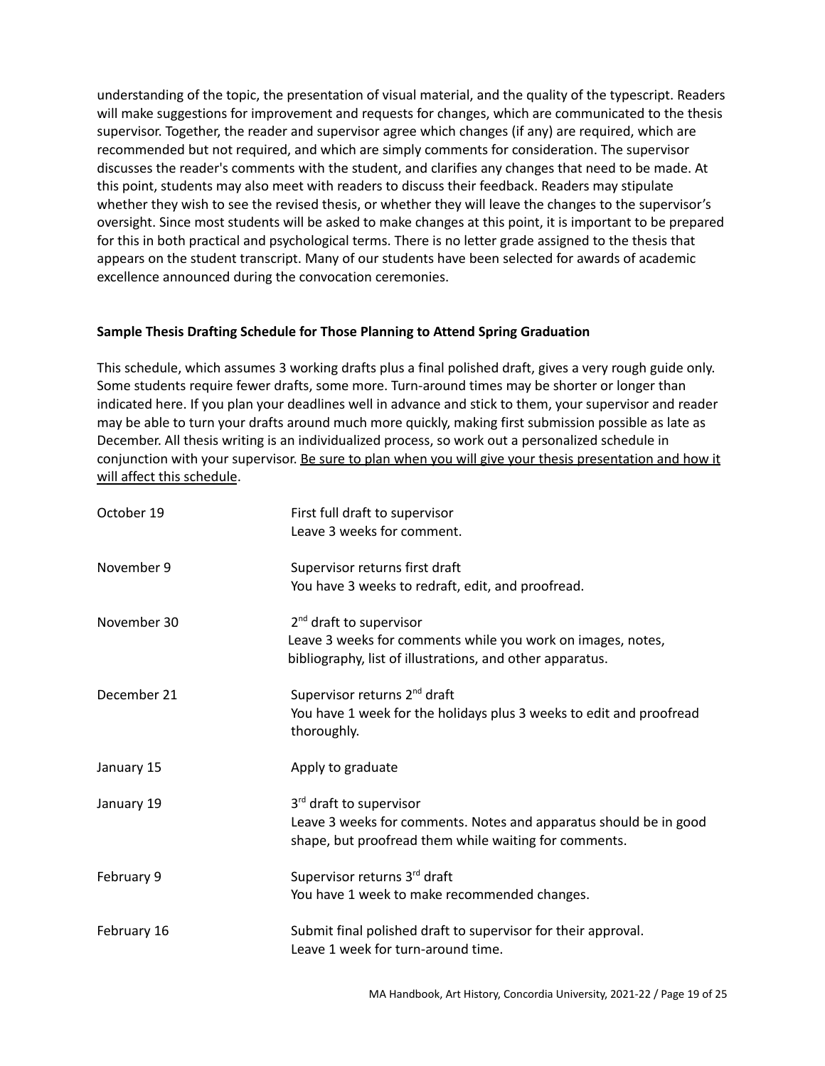understanding of the topic, the presentation of visual material, and the quality of the typescript. Readers will make suggestions for improvement and requests for changes, which are communicated to the thesis supervisor. Together, the reader and supervisor agree which changes (if any) are required, which are recommended but not required, and which are simply comments for consideration. The supervisor discusses the reader's comments with the student, and clarifies any changes that need to be made. At this point, students may also meet with readers to discuss their feedback. Readers may stipulate whether they wish to see the revised thesis, or whether they will leave the changes to the supervisor's oversight. Since most students will be asked to make changes at this point, it is important to be prepared for this in both practical and psychological terms. There is no letter grade assigned to the thesis that appears on the student transcript. Many of our students have been selected for awards of academic excellence announced during the convocation ceremonies.

**Sample Thesis Drafting Schedule for Those Planning to Attend Spring Graduation**

This schedule, which assumes 3 working drafts plus a final polished draft, gives a very rough guide only. Some students require fewer drafts, some more. Turn-around times may be shorter or longer than indicated here. If you plan your deadlines well in advance and stick to them, your supervisor and reader may be able to turn your drafts around much more quickly, making first submission possible as late as December. All thesis writing is an individualized process, so work out a personalized schedule in conjunction with your supervisor. <u>Be sure to plan when you will give your thesis presentation and how it will affect this schedule</u>.

| | |
|---|---|
| October 19 | First full draft to supervisor<br>Leave 3 weeks for comment. |
| November 9 | Supervisor returns first draft<br>You have 3 weeks to redraft, edit, and proofread. |
| November 30 | 2nd draft to supervisor<br>Leave 3 weeks for comments while you work on images, notes, bibliography, list of illustrations, and other apparatus. |
| December 21 | Supervisor returns 2nd draft<br>You have 1 week for the holidays plus 3 weeks to edit and proofread thoroughly. |
| January 15 | Apply to graduate |
| January 19 | 3rd draft to supervisor<br>Leave 3 weeks for comments. Notes and apparatus should be in good shape, but proofread them while waiting for comments. |
| February 9 | Supervisor returns 3rd draft<br>You have 1 week to make recommended changes. |
| February 16 | Submit final polished draft to supervisor for their approval.<br>Leave 1 week for turn-around time. |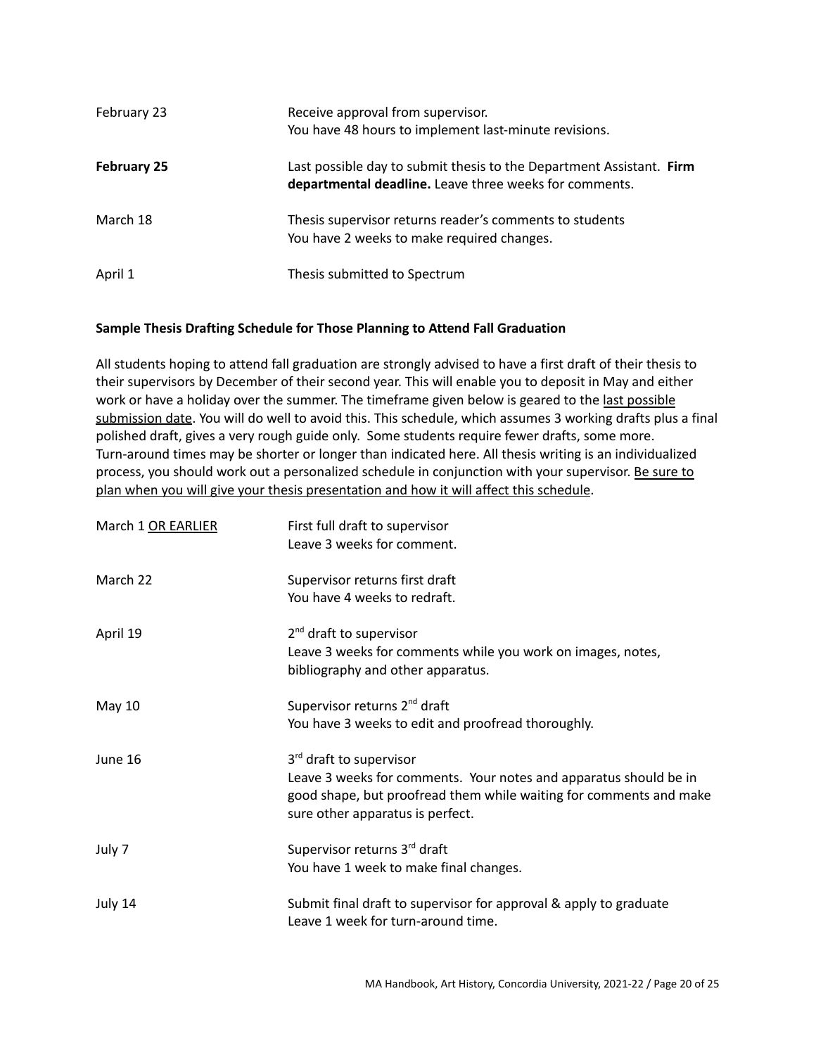| | |
|---|---|
| February 23 | Receive approval from supervisor.<br>You have 48 hours to implement last-minute revisions. |
| **February 25** | Last possible day to submit thesis to the Department Assistant. **Firm departmental deadline.** Leave three weeks for comments. |
| March 18 | Thesis supervisor returns reader's comments to students<br>You have 2 weeks to make required changes. |
| April 1 | Thesis submitted to Spectrum |

**Sample Thesis Drafting Schedule for Those Planning to Attend Fall Graduation**

All students hoping to attend fall graduation are strongly advised to have a first draft of their thesis to their supervisors by December of their second year. This will enable you to deposit in May and either work or have a holiday over the summer. The timeframe given below is geared to the <u>last possible submission date</u>. You will do well to avoid this. This schedule, which assumes 3 working drafts plus a final polished draft, gives a very rough guide only. Some students require fewer drafts, some more. Turn-around times may be shorter or longer than indicated here. All thesis writing is an individualized process, you should work out a personalized schedule in conjunction with your supervisor. <u>Be sure to plan when you will give your thesis presentation and how it will affect this schedule</u>.

| | |
|---|---|
| March 1 <u>OR EARLIER</u> | First full draft to supervisor<br>Leave 3 weeks for comment. |
| March 22 | Supervisor returns first draft<br>You have 4 weeks to redraft. |
| April 19 | 2nd draft to supervisor<br>Leave 3 weeks for comments while you work on images, notes, bibliography and other apparatus. |
| May 10 | Supervisor returns 2nd draft<br>You have 3 weeks to edit and proofread thoroughly. |
| June 16 | 3rd draft to supervisor<br>Leave 3 weeks for comments. Your notes and apparatus should be in good shape, but proofread them while waiting for comments and make sure other apparatus is perfect. |
| July 7 | Supervisor returns 3rd draft<br>You have 1 week to make final changes. |
| July 14 | Submit final draft to supervisor for approval & apply to graduate<br>Leave 1 week for turn-around time. |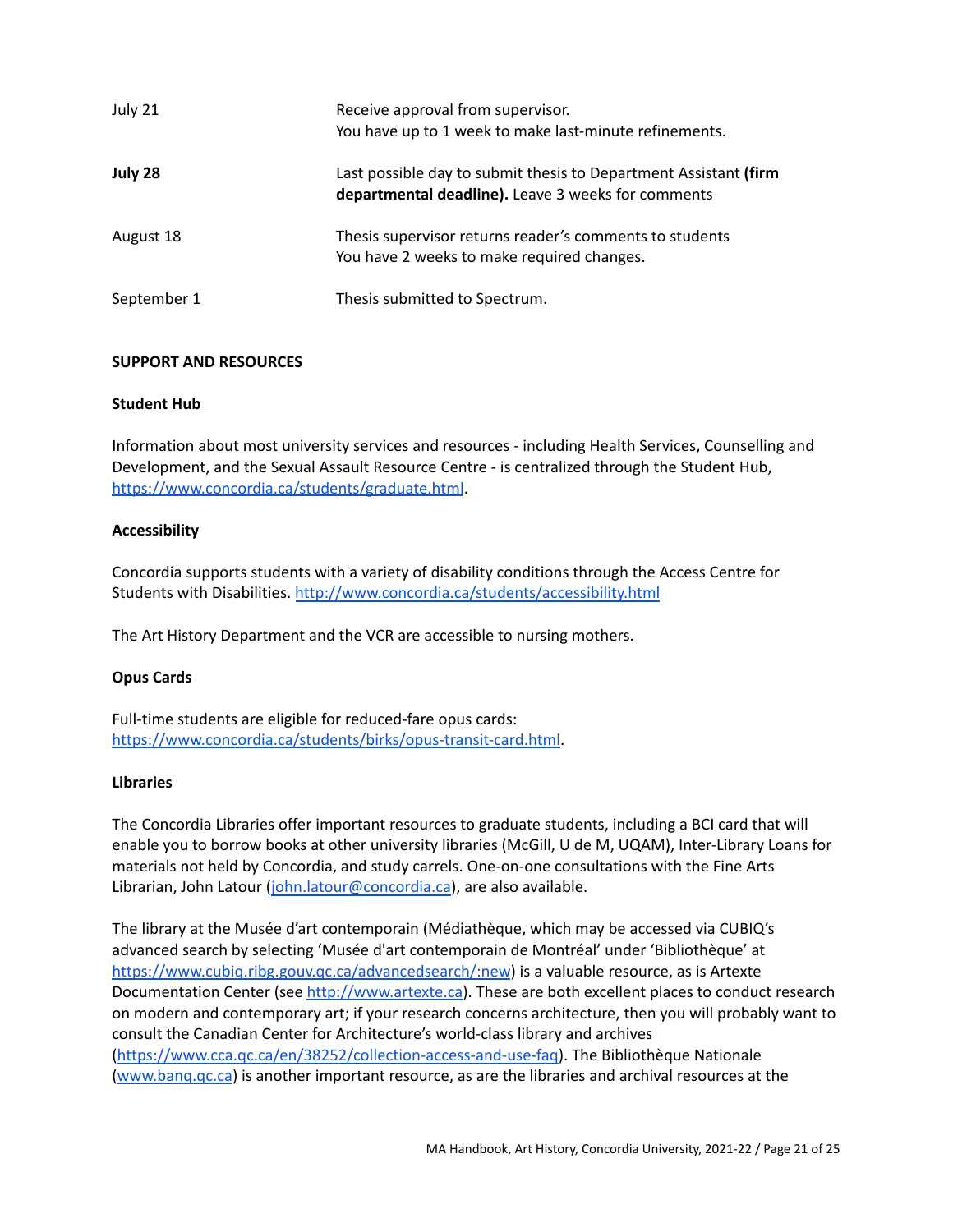| | |
|---|---|
| July 21 | Receive approval from supervisor.<br>You have up to 1 week to make last-minute refinements. |
| **July 28** | Last possible day to submit thesis to Department Assistant **(firm departmental deadline).** Leave 3 weeks for comments |
| August 18 | Thesis supervisor returns reader's comments to students<br>You have 2 weeks to make required changes. |
| September 1 | Thesis submitted to Spectrum. |

## SUPPORT AND RESOURCES

### Student Hub

Information about most university services and resources - including Health Services, Counselling and Development, and the Sexual Assault Resource Centre - is centralized through the Student Hub, https://www.concordia.ca/students/graduate.html.

### Accessibility

Concordia supports students with a variety of disability conditions through the Access Centre for Students with Disabilities. http://www.concordia.ca/students/accessibility.html

The Art History Department and the VCR are accessible to nursing mothers.

### Opus Cards

Full-time students are eligible for reduced-fare opus cards: https://www.concordia.ca/students/birks/opus-transit-card.html.

### Libraries

The Concordia Libraries offer important resources to graduate students, including a BCI card that will enable you to borrow books at other university libraries (McGill, U de M, UQAM), Inter-Library Loans for materials not held by Concordia, and study carrels. One-on-one consultations with the Fine Arts Librarian, John Latour (john.latour@concordia.ca), are also available.

The library at the Musée d'art contemporain (Médiathèque, which may be accessed via CUBIQ's advanced search by selecting 'Musée d'art contemporain de Montréal' under 'Bibliothèque' at https://www.cubiq.ribg.gouv.qc.ca/advancedsearch/:new) is a valuable resource, as is Artexte Documentation Center (see http://www.artexte.ca). These are both excellent places to conduct research on modern and contemporary art; if your research concerns architecture, then you will probably want to consult the Canadian Center for Architecture's world-class library and archives (https://www.cca.qc.ca/en/38252/collection-access-and-use-faq). The Bibliothèque Nationale (www.banq.qc.ca) is another important resource, as are the libraries and archival resources at the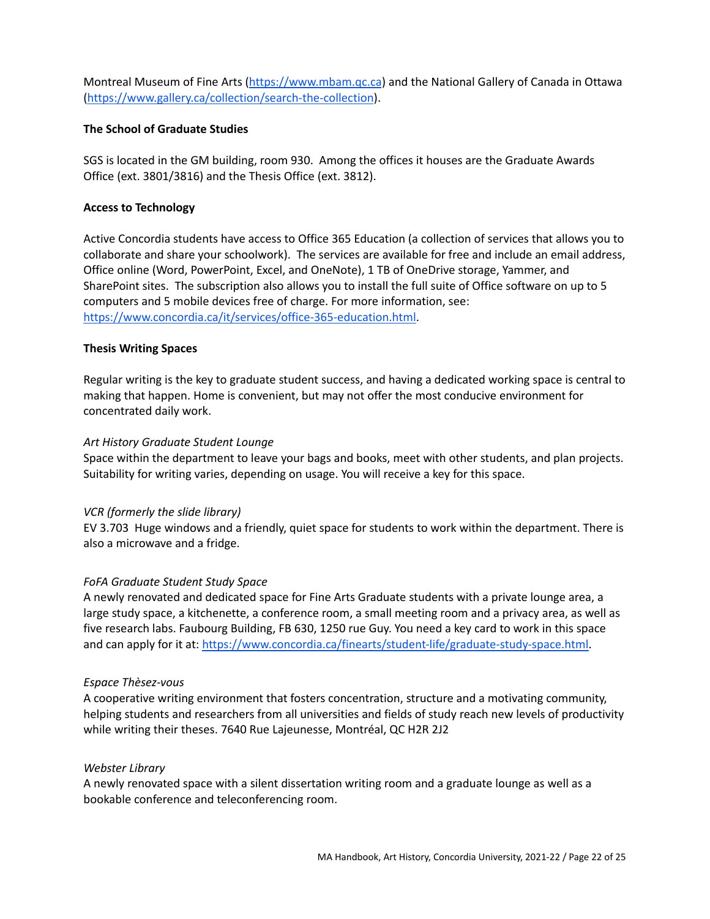Montreal Museum of Fine Arts (https://www.mbam.qc.ca) and the National Gallery of Canada in Ottawa (https://www.gallery.ca/collection/search-the-collection).

**The School of Graduate Studies**

SGS is located in the GM building, room 930. Among the offices it houses are the Graduate Awards Office (ext. 3801/3816) and the Thesis Office (ext. 3812).

**Access to Technology**

Active Concordia students have access to Office 365 Education (a collection of services that allows you to collaborate and share your schoolwork). The services are available for free and include an email address, Office online (Word, PowerPoint, Excel, and OneNote), 1 TB of OneDrive storage, Yammer, and SharePoint sites. The subscription also allows you to install the full suite of Office software on up to 5 computers and 5 mobile devices free of charge. For more information, see: https://www.concordia.ca/it/services/office-365-education.html.

**Thesis Writing Spaces**

Regular writing is the key to graduate student success, and having a dedicated working space is central to making that happen. Home is convenient, but may not offer the most conducive environment for concentrated daily work.

*Art History Graduate Student Lounge*
Space within the department to leave your bags and books, meet with other students, and plan projects. Suitability for writing varies, depending on usage. You will receive a key for this space.

*VCR (formerly the slide library)*
EV 3.703 Huge windows and a friendly, quiet space for students to work within the department. There is also a microwave and a fridge.

*FoFA Graduate Student Study Space*
A newly renovated and dedicated space for Fine Arts Graduate students with a private lounge area, a large study space, a kitchenette, a conference room, a small meeting room and a privacy area, as well as five research labs. Faubourg Building, FB 630, 1250 rue Guy. You need a key card to work in this space and can apply for it at: https://www.concordia.ca/finearts/student-life/graduate-study-space.html.

*Espace Thèsez-vous*
A cooperative writing environment that fosters concentration, structure and a motivating community, helping students and researchers from all universities and fields of study reach new levels of productivity while writing their theses. 7640 Rue Lajeunesse, Montréal, QC H2R 2J2

*Webster Library*
A newly renovated space with a silent dissertation writing room and a graduate lounge as well as a bookable conference and teleconferencing room.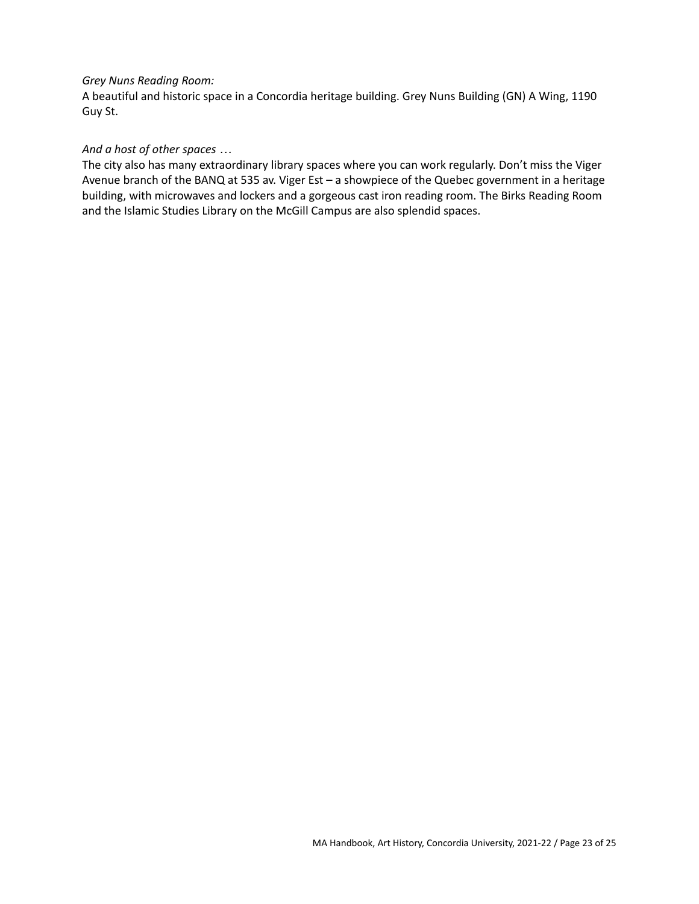*Grey Nuns Reading Room:*

A beautiful and historic space in a Concordia heritage building. Grey Nuns Building (GN) A Wing, 1190 Guy St.

*And a host of other spaces …*

The city also has many extraordinary library spaces where you can work regularly. Don't miss the Viger Avenue branch of the BANQ at 535 av. Viger Est – a showpiece of the Quebec government in a heritage building, with microwaves and lockers and a gorgeous cast iron reading room. The Birks Reading Room and the Islamic Studies Library on the McGill Campus are also splendid spaces.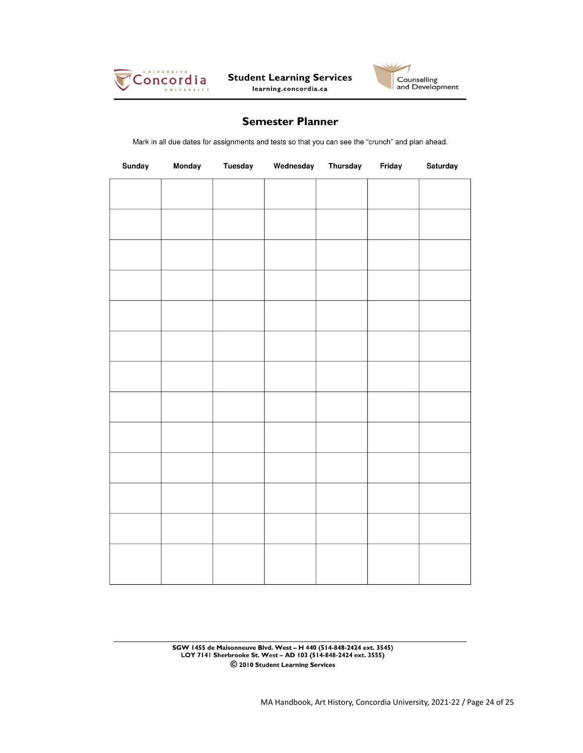Concordia University | Student Learning Services learning.concordia.ca | Counselling and Development

# Semester Planner

Mark in all due dates for assignments and tests so that you can see the "crunch" and plan ahead.

| Sunday | Monday | Tuesday | Wednesday | Thursday | Friday | Saturday |
|---|---|---|---|---|---|---|
| | | | | | | |
| | | | | | | |
| | | | | | | |
| | | | | | | |
| | | | | | | |
| | | | | | | |
| | | | | | | |
| | | | | | | |
| | | | | | | |
| | | | | | | |
| | | | | | | |
| | | | | | | |
| | | | | | | |

SGW 1455 de Maisonneuve Blvd. West – H 440 (514-848-2424 ext. 3545)
LOY 7141 Sherbrooke St. West – AD 103 (514-848-2424 ext. 3555)
© 2010 Student Learning Services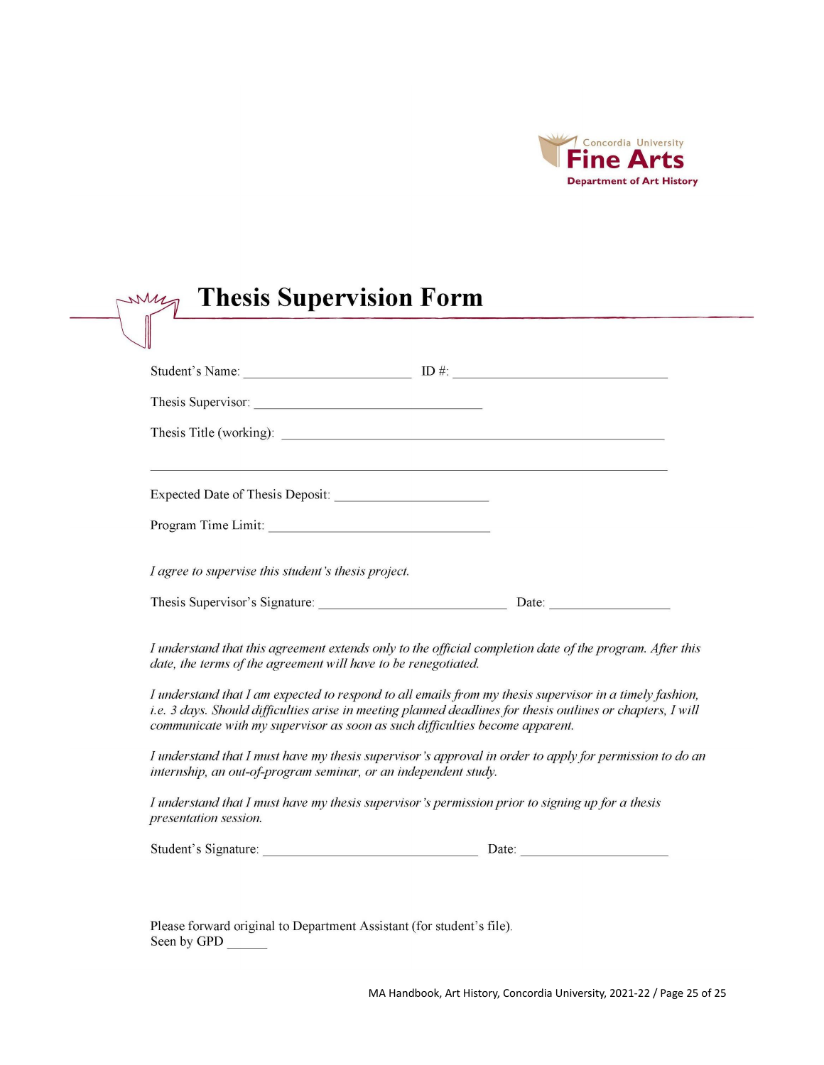Concordia University
Fine Arts
Department of Art History

# Thesis Supervision Form

Student's Name: ________________________ ID #: ________________________________

Thesis Supervisor: _________________________________

Thesis Title (working): _______________________________________________________

_____________________________________________________________________________

Expected Date of Thesis Deposit: ______________________

Program Time Limit: ________________________________

*I agree to supervise this student's thesis project.*

Thesis Supervisor's Signature: ___________________________ Date: _________________

*I understand that this agreement extends only to the official completion date of the program. After this date, the terms of the agreement will have to be renegotiated.*

*I understand that I am expected to respond to all emails from my thesis supervisor in a timely fashion, i.e. 3 days. Should difficulties arise in meeting planned deadlines for thesis outlines or chapters, I will communicate with my supervisor as soon as such difficulties become apparent.*

*I understand that I must have my thesis supervisor's approval in order to apply for permission to do an internship, an out-of-program seminar, or an independent study.*

*I understand that I must have my thesis supervisor's permission prior to signing up for a thesis presentation session.*

Student's Signature: _______________________________ Date: _____________________

Please forward original to Department Assistant (for student's file).
Seen by GPD ______